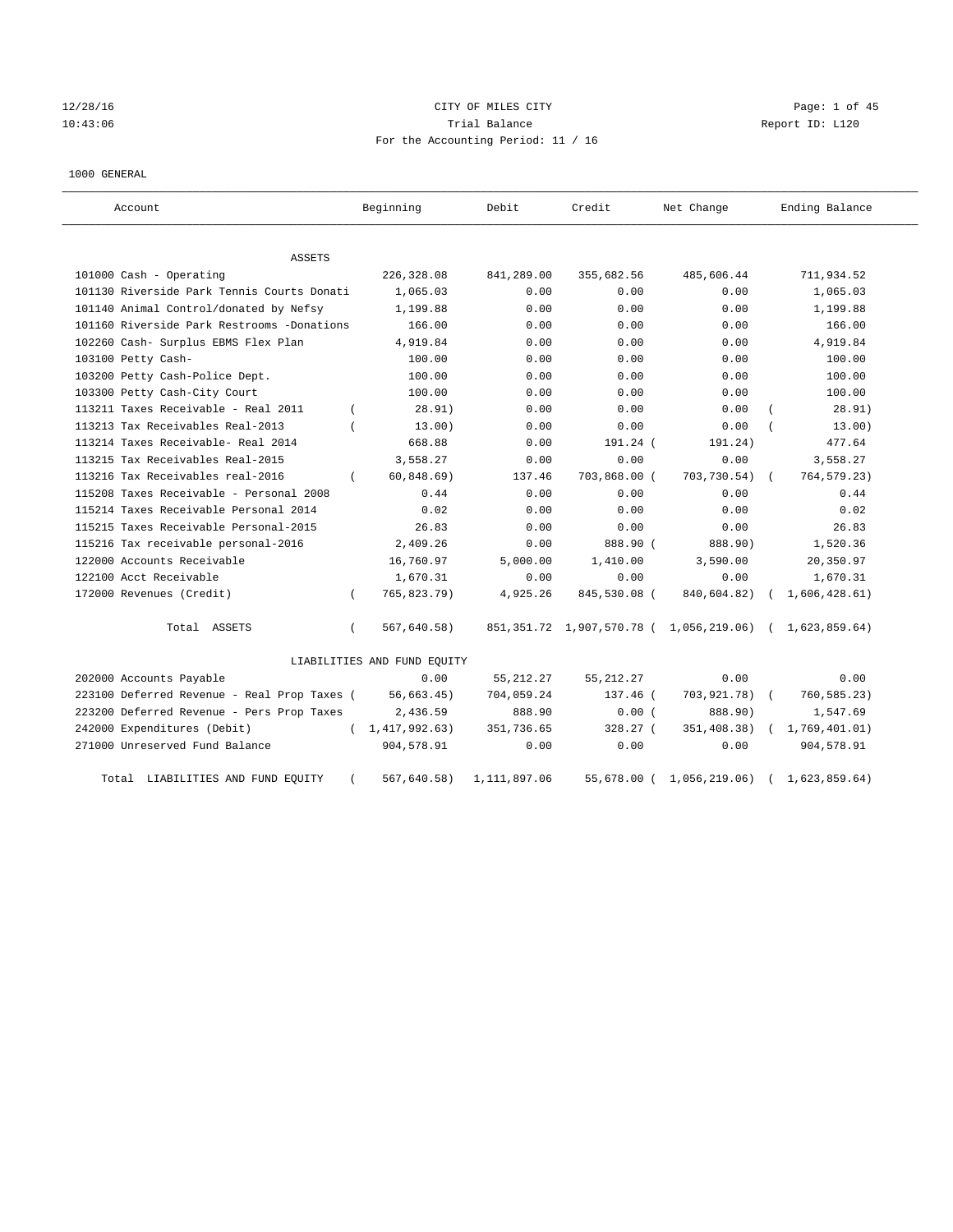CITY OF MILES CITY

Trial Balance

For the Accounting Period: 11 / 16

12/28/16 10:43:06 — Report ID: L120

1000 GENERAL

| Account | Beginning | Debit | Credit | Net Change | Ending Balance |
|---|---|---|---|---|---|
| **ASSETS** | | | | | |
| 101000 Cash - Operating | 226,328.08 | 841,289.00 | 355,682.56 | 485,606.44 | 711,934.52 |
| 101130 Riverside Park Tennis Courts Donati | 1,065.03 | 0.00 | 0.00 | 0.00 | 1,065.03 |
| 101140 Animal Control/donated by Nefsy | 1,199.88 | 0.00 | 0.00 | 0.00 | 1,199.88 |
| 101160 Riverside Park Restrooms -Donations | 166.00 | 0.00 | 0.00 | 0.00 | 166.00 |
| 102260 Cash- Surplus EBMS Flex Plan | 4,919.84 | 0.00 | 0.00 | 0.00 | 4,919.84 |
| 103100 Petty Cash- | 100.00 | 0.00 | 0.00 | 0.00 | 100.00 |
| 103200 Petty Cash-Police Dept. | 100.00 | 0.00 | 0.00 | 0.00 | 100.00 |
| 103300 Petty Cash-City Court | 100.00 | 0.00 | 0.00 | 0.00 | 100.00 |
| 113211 Taxes Receivable - Real 2011 | ( 28.91) | 0.00 | 0.00 | 0.00 | ( 28.91) |
| 113213 Tax Receivables Real-2013 | ( 13.00) | 0.00 | 0.00 | 0.00 | ( 13.00) |
| 113214 Taxes Receivable- Real 2014 | 668.88 | 0.00 | 191.24 | ( 191.24) | 477.64 |
| 113215 Tax Receivables Real-2015 | 3,558.27 | 0.00 | 0.00 | 0.00 | 3,558.27 |
| 113216 Tax Receivables real-2016 | ( 60,848.69) | 137.46 | 703,868.00 | ( 703,730.54) | ( 764,579.23) |
| 115208 Taxes Receivable - Personal 2008 | 0.44 | 0.00 | 0.00 | 0.00 | 0.44 |
| 115214 Taxes Receivable Personal 2014 | 0.02 | 0.00 | 0.00 | 0.00 | 0.02 |
| 115215 Taxes Receivable Personal-2015 | 26.83 | 0.00 | 0.00 | 0.00 | 26.83 |
| 115216 Tax receivable personal-2016 | 2,409.26 | 0.00 | 888.90 | ( 888.90) | 1,520.36 |
| 122000 Accounts Receivable | 16,760.97 | 5,000.00 | 1,410.00 | 3,590.00 | 20,350.97 |
| 122100 Acct Receivable | 1,670.31 | 0.00 | 0.00 | 0.00 | 1,670.31 |
| 172000 Revenues (Credit) | ( 765,823.79) | 4,925.26 | 845,530.08 | ( 840,604.82) | ( 1,606,428.61) |
| Total ASSETS | ( 567,640.58) | 851,351.72 | 1,907,570.78 | ( 1,056,219.06) | ( 1,623,859.64) |
| **LIABILITIES AND FUND EQUITY** | | | | | |
| 202000 Accounts Payable | 0.00 | 55,212.27 | 55,212.27 | 0.00 | 0.00 |
| 223100 Deferred Revenue - Real Prop Taxes | ( 56,663.45) | 704,059.24 | 137.46 | ( 703,921.78) | ( 760,585.23) |
| 223200 Deferred Revenue - Pers Prop Taxes | 2,436.59 | 888.90 | 0.00 | ( 888.90) | 1,547.69 |
| 242000 Expenditures (Debit) | ( 1,417,992.63) | 351,736.65 | 328.27 | ( 351,408.38) | ( 1,769,401.01) |
| 271000 Unreserved Fund Balance | 904,578.91 | 0.00 | 0.00 | 0.00 | 904,578.91 |
| Total LIABILITIES AND FUND EQUITY | ( 567,640.58) | 1,111,897.06 | 55,678.00 | ( 1,056,219.06) | ( 1,623,859.64) |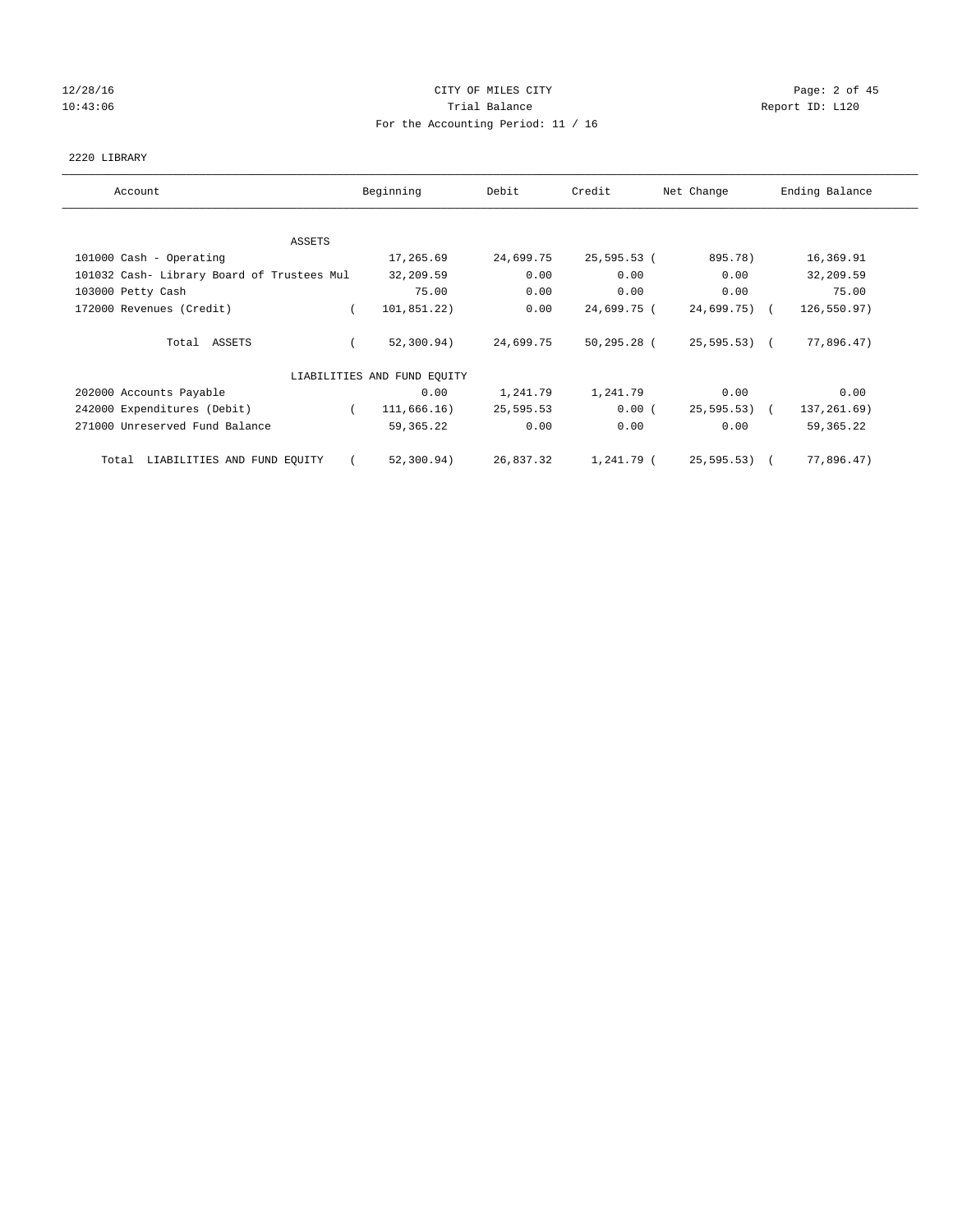CITY OF MILES CITY
Trial Balance
For the Accounting Period: 11 / 16

2220 LIBRARY

| Account | Beginning | Debit | Credit | Net Change | Ending Balance |
|---|---|---|---|---|---|
| ASSETS | | | | | |
| 101000 Cash - Operating | 17,265.69 | 24,699.75 | 25,595.53 | (895.78) | 16,369.91 |
| 101032 Cash- Library Board of Trustees Mul | 32,209.59 | 0.00 | 0.00 | 0.00 | 32,209.59 |
| 103000 Petty Cash | 75.00 | 0.00 | 0.00 | 0.00 | 75.00 |
| 172000 Revenues (Credit) | (101,851.22) | 0.00 | 24,699.75 | (24,699.75) | (126,550.97) |
| Total ASSETS | (52,300.94) | 24,699.75 | 50,295.28 | (25,595.53) | (77,896.47) |
| LIABILITIES AND FUND EQUITY | | | | | |
| 202000 Accounts Payable | 0.00 | 1,241.79 | 1,241.79 | 0.00 | 0.00 |
| 242000 Expenditures (Debit) | (111,666.16) | 25,595.53 | 0.00 | (25,595.53) | (137,261.69) |
| 271000 Unreserved Fund Balance | 59,365.22 | 0.00 | 0.00 | 0.00 | 59,365.22 |
| Total LIABILITIES AND FUND EQUITY | (52,300.94) | 26,837.32 | 1,241.79 | (25,595.53) | (77,896.47) |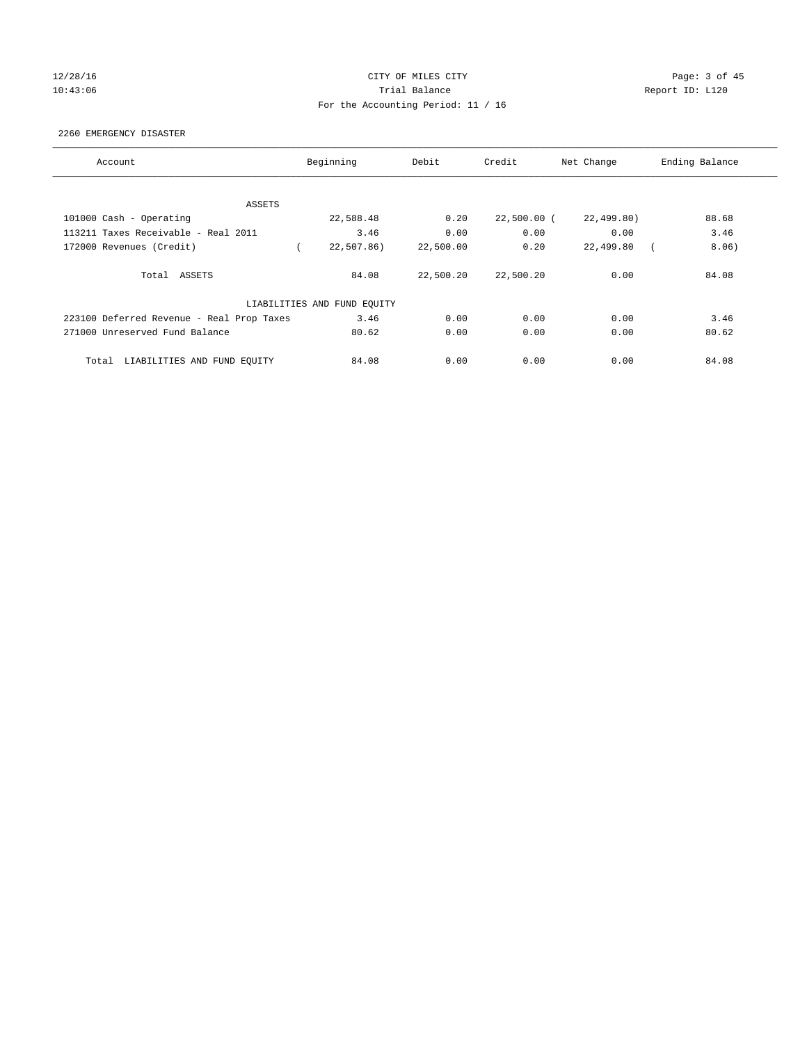CITY OF MILES CITY

Trial Balance

For the Accounting Period: 11 / 16

12/28/16 10:43:06 Report ID: L120

2260 EMERGENCY DISASTER

| Account | Beginning | Debit | Credit | Net Change | Ending Balance |
|---|---|---|---|---|---|
| ASSETS | | | | | |
| 101000 Cash - Operating | 22,588.48 | 0.20 | 22,500.00 | (22,499.80) | 88.68 |
| 113211 Taxes Receivable - Real 2011 | 3.46 | 0.00 | 0.00 | 0.00 | 3.46 |
| 172000 Revenues (Credit) | (22,507.86) | 22,500.00 | 0.20 | 22,499.80 | (8.06) |
| Total ASSETS | 84.08 | 22,500.20 | 22,500.20 | 0.00 | 84.08 |
| LIABILITIES AND FUND EQUITY | | | | | |
| 223100 Deferred Revenue - Real Prop Taxes | 3.46 | 0.00 | 0.00 | 0.00 | 3.46 |
| 271000 Unreserved Fund Balance | 80.62 | 0.00 | 0.00 | 0.00 | 80.62 |
| Total LIABILITIES AND FUND EQUITY | 84.08 | 0.00 | 0.00 | 0.00 | 84.08 |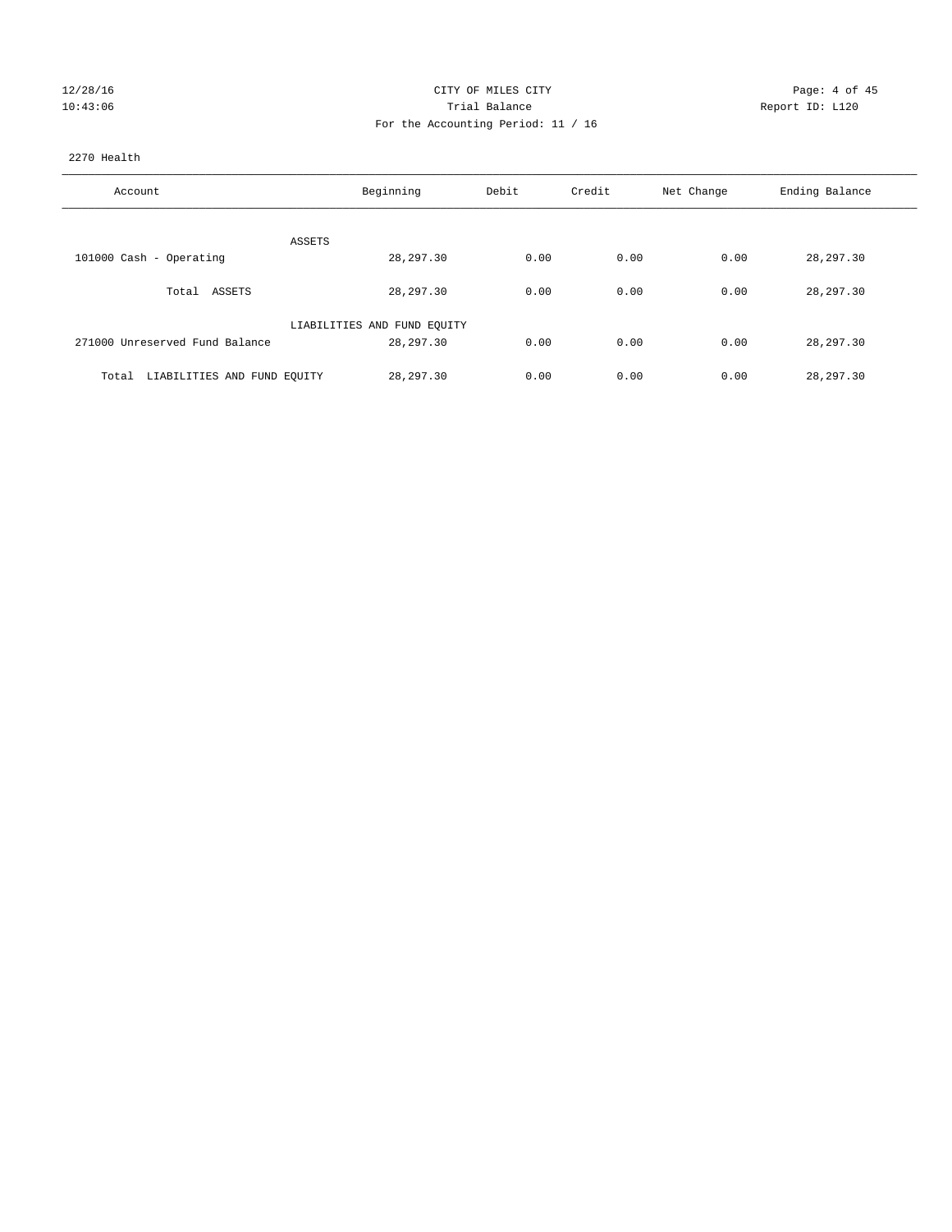CITY OF MILES CITY

Trial Balance

For the Accounting Period: 11 / 16

12/28/16
10:43:06

Report ID: L120

2270 Health

| Account | Beginning | Debit | Credit | Net Change | Ending Balance |
|---|---|---|---|---|---|
| ASSETS | | | | | |
| 101000 Cash - Operating | 28,297.30 | 0.00 | 0.00 | 0.00 | 28,297.30 |
| Total ASSETS | 28,297.30 | 0.00 | 0.00 | 0.00 | 28,297.30 |
| LIABILITIES AND FUND EQUITY | | | | | |
| 271000 Unreserved Fund Balance | 28,297.30 | 0.00 | 0.00 | 0.00 | 28,297.30 |
| Total LIABILITIES AND FUND EQUITY | 28,297.30 | 0.00 | 0.00 | 0.00 | 28,297.30 |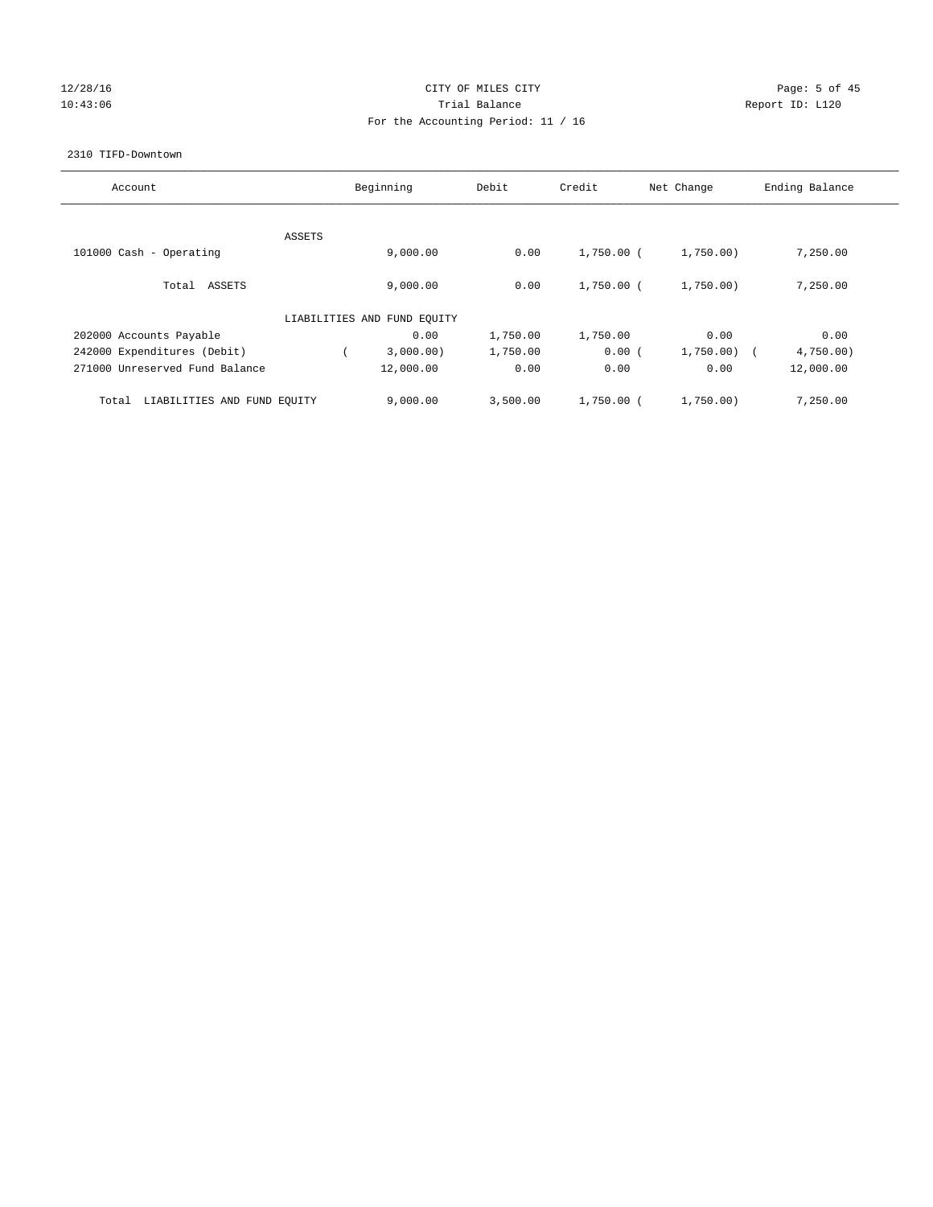CITY OF MILES CITY

Trial Balance

For the Accounting Period: 11 / 16

12/28/16 10:43:06 Report ID: L120

2310 TIFD-Downtown

| Account | Beginning | Debit | Credit | Net Change | Ending Balance |
|---|---|---|---|---|---|
| ASSETS | | | | | |
| 101000 Cash - Operating | 9,000.00 | 0.00 | 1,750.00 | (1,750.00) | 7,250.00 |
| Total ASSETS | 9,000.00 | 0.00 | 1,750.00 | (1,750.00) | 7,250.00 |
| LIABILITIES AND FUND EQUITY | | | | | |
| 202000 Accounts Payable | 0.00 | 1,750.00 | 1,750.00 | 0.00 | 0.00 |
| 242000 Expenditures (Debit) | (3,000.00) | 1,750.00 | 0.00 | (1,750.00) | (4,750.00) |
| 271000 Unreserved Fund Balance | 12,000.00 | 0.00 | 0.00 | 0.00 | 12,000.00 |
| Total LIABILITIES AND FUND EQUITY | 9,000.00 | 3,500.00 | 1,750.00 | (1,750.00) | 7,250.00 |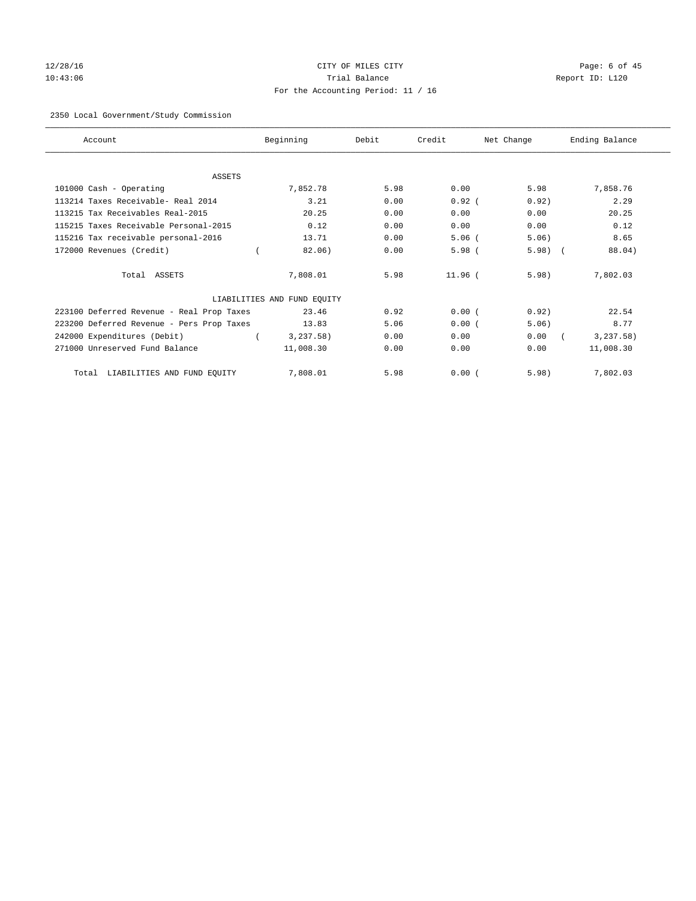CITY OF MILES CITY

Trial Balance

For the Accounting Period: 11 / 16

12/28/16 10:43:06 Report ID: L120

2350 Local Government/Study Commission

| Account | Beginning | Debit | Credit | Net Change | Ending Balance |
|---|---|---|---|---|---|
| ASSETS | | | | | |
| 101000 Cash - Operating | 7,852.78 | 5.98 | 0.00 | 5.98 | 7,858.76 |
| 113214 Taxes Receivable- Real 2014 | 3.21 | 0.00 | 0.92 | ( 0.92) | 2.29 |
| 113215 Tax Receivables Real-2015 | 20.25 | 0.00 | 0.00 | 0.00 | 20.25 |
| 115215 Taxes Receivable Personal-2015 | 0.12 | 0.00 | 0.00 | 0.00 | 0.12 |
| 115216 Tax receivable personal-2016 | 13.71 | 0.00 | 5.06 | ( 5.06) | 8.65 |
| 172000 Revenues (Credit) | ( 82.06) | 0.00 | 5.98 | ( 5.98) | ( 88.04) |
| Total ASSETS | 7,808.01 | 5.98 | 11.96 | ( 5.98) | 7,802.03 |
| LIABILITIES AND FUND EQUITY | | | | | |
| 223100 Deferred Revenue - Real Prop Taxes | 23.46 | 0.92 | 0.00 | ( 0.92) | 22.54 |
| 223200 Deferred Revenue - Pers Prop Taxes | 13.83 | 5.06 | 0.00 | ( 5.06) | 8.77 |
| 242000 Expenditures (Debit) | ( 3,237.58) | 0.00 | 0.00 | 0.00 | ( 3,237.58) |
| 271000 Unreserved Fund Balance | 11,008.30 | 0.00 | 0.00 | 0.00 | 11,008.30 |
| Total LIABILITIES AND FUND EQUITY | 7,808.01 | 5.98 | 0.00 | ( 5.98) | 7,802.03 |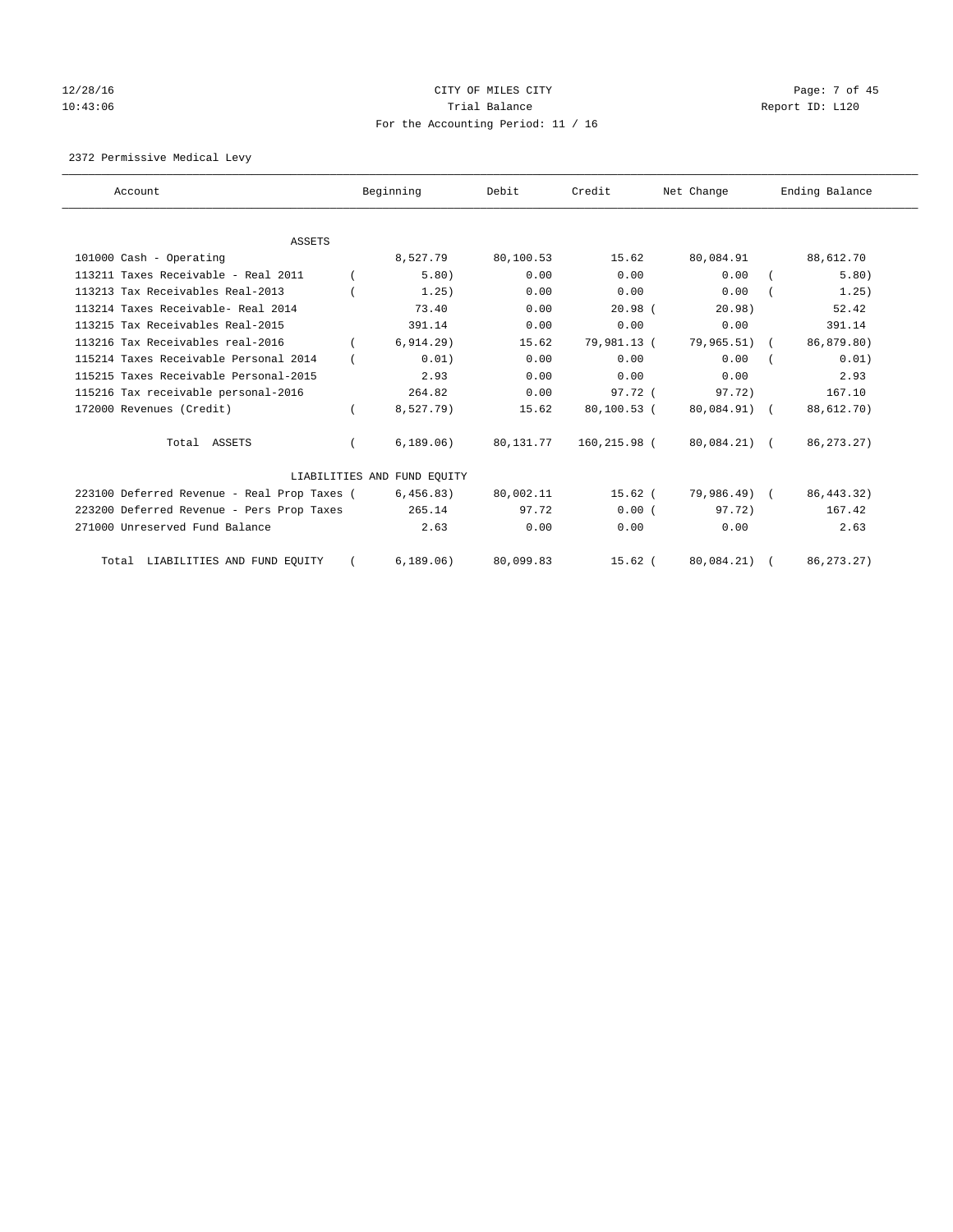CITY OF MILES CITY

Trial Balance

For the Accounting Period: 11 / 16

12/28/16
10:43:06

Report ID: L120

2372 Permissive Medical Levy

| Account | Beginning | Debit | Credit | Net Change | Ending Balance |
|---|---|---|---|---|---|
| ASSETS | | | | | |
| 101000 Cash - Operating | 8,527.79 | 80,100.53 | 15.62 | 80,084.91 | 88,612.70 |
| 113211 Taxes Receivable - Real 2011 | ( 5.80) | 0.00 | 0.00 | 0.00 | ( 5.80) |
| 113213 Tax Receivables Real-2013 | ( 1.25) | 0.00 | 0.00 | 0.00 | ( 1.25) |
| 113214 Taxes Receivable- Real 2014 | 73.40 | 0.00 | 20.98 | ( 20.98) | 52.42 |
| 113215 Tax Receivables Real-2015 | 391.14 | 0.00 | 0.00 | 0.00 | 391.14 |
| 113216 Tax Receivables real-2016 | ( 6,914.29) | 15.62 | 79,981.13 | ( 79,965.51) | ( 86,879.80) |
| 115214 Taxes Receivable Personal 2014 | ( 0.01) | 0.00 | 0.00 | 0.00 | ( 0.01) |
| 115215 Taxes Receivable Personal-2015 | 2.93 | 0.00 | 0.00 | 0.00 | 2.93 |
| 115216 Tax receivable personal-2016 | 264.82 | 0.00 | 97.72 | ( 97.72) | 167.10 |
| 172000 Revenues (Credit) | ( 8,527.79) | 15.62 | 80,100.53 | ( 80,084.91) | ( 88,612.70) |
| Total ASSETS | ( 6,189.06) | 80,131.77 | 160,215.98 | ( 80,084.21) | ( 86,273.27) |
| LIABILITIES AND FUND EQUITY | | | | | |
| 223100 Deferred Revenue - Real Prop Taxes | ( 6,456.83) | 80,002.11 | 15.62 | ( 79,986.49) | ( 86,443.32) |
| 223200 Deferred Revenue - Pers Prop Taxes | 265.14 | 97.72 | 0.00 | ( 97.72) | 167.42 |
| 271000 Unreserved Fund Balance | 2.63 | 0.00 | 0.00 | 0.00 | 2.63 |
| Total LIABILITIES AND FUND EQUITY | ( 6,189.06) | 80,099.83 | 15.62 | ( 80,084.21) | ( 86,273.27) |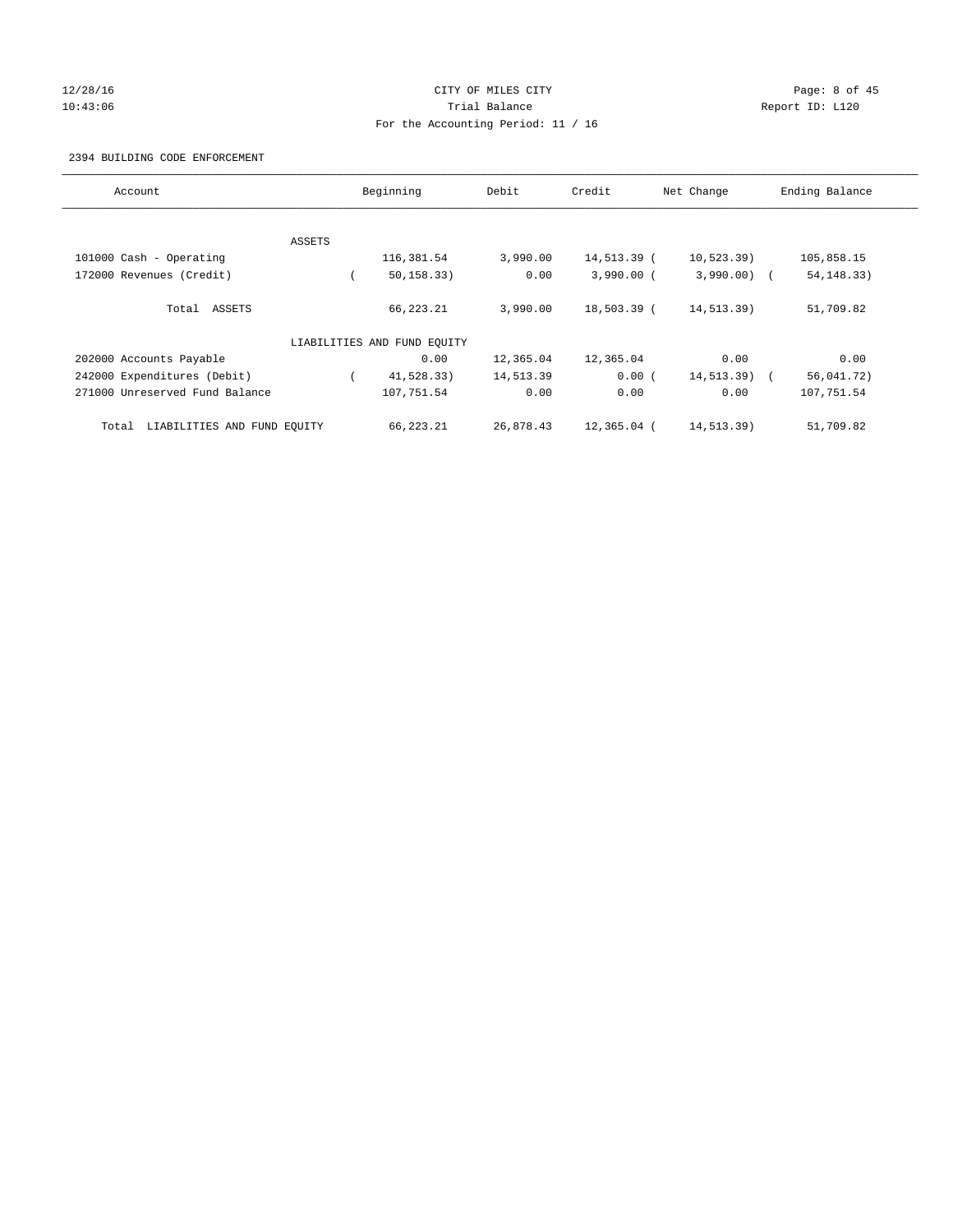CITY OF MILES CITY

Trial Balance

For the Accounting Period: 11 / 16

2394 BUILDING CODE ENFORCEMENT

| Account | Beginning | Debit | Credit | Net Change | Ending Balance |
|---|---|---|---|---|---|
| ASSETS | | | | | |
| 101000 Cash - Operating | 116,381.54 | 3,990.00 | 14,513.39 | (10,523.39) | 105,858.15 |
| 172000 Revenues (Credit) | (50,158.33) | 0.00 | 3,990.00 | (3,990.00) | (54,148.33) |
| Total ASSETS | 66,223.21 | 3,990.00 | 18,503.39 | (14,513.39) | 51,709.82 |
| LIABILITIES AND FUND EQUITY | | | | | |
| 202000 Accounts Payable | 0.00 | 12,365.04 | 12,365.04 | 0.00 | 0.00 |
| 242000 Expenditures (Debit) | (41,528.33) | 14,513.39 | 0.00 | (14,513.39) | (56,041.72) |
| 271000 Unreserved Fund Balance | 107,751.54 | 0.00 | 0.00 | 0.00 | 107,751.54 |
| Total LIABILITIES AND FUND EQUITY | 66,223.21 | 26,878.43 | 12,365.04 | (14,513.39) | 51,709.82 |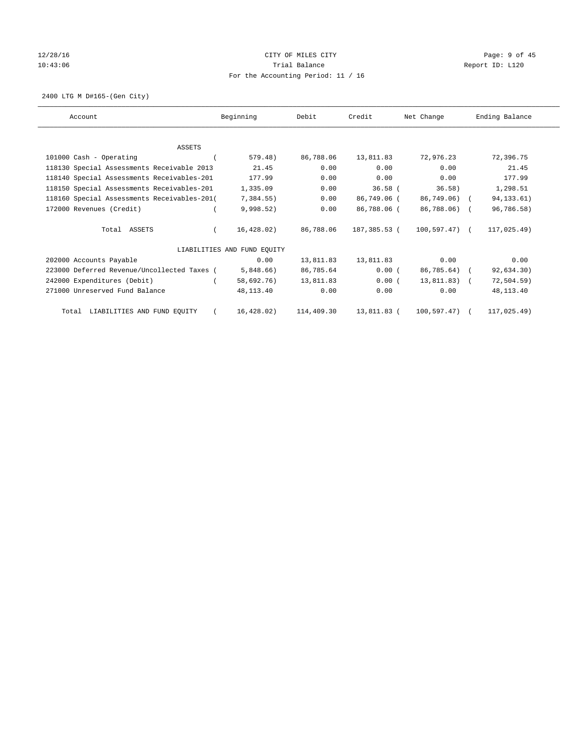CITY OF MILES CITY
Trial Balance
For the Accounting Period: 11 / 16

12/28/16
10:43:06

Page: 9 of 45
Report ID: L120

2400 LTG M D#165-(Gen City)

| Account | Beginning | Debit | Credit | Net Change | Ending Balance |
|---|---|---|---|---|---|
| **ASSETS** | | | | | |
| 101000 Cash - Operating | ( 579.48) | 86,788.06 | 13,811.83 | 72,976.23 | 72,396.75 |
| 118130 Special Assessments Receivable 2013 | 21.45 | 0.00 | 0.00 | 0.00 | 21.45 |
| 118140 Special Assessments Receivables-201 | 177.99 | 0.00 | 0.00 | 0.00 | 177.99 |
| 118150 Special Assessments Receivables-201 | 1,335.09 | 0.00 | 36.58 | ( 36.58) | 1,298.51 |
| 118160 Special Assessments Receivables-201 | ( 7,384.55) | 0.00 | 86,749.06 | ( 86,749.06) | ( 94,133.61) |
| 172000 Revenues (Credit) | ( 9,998.52) | 0.00 | 86,788.06 | ( 86,788.06) | ( 96,786.58) |
| Total ASSETS | ( 16,428.02) | 86,788.06 | 187,385.53 | ( 100,597.47) | ( 117,025.49) |
| **LIABILITIES AND FUND EQUITY** | | | | | |
| 202000 Accounts Payable | 0.00 | 13,811.83 | 13,811.83 | 0.00 | 0.00 |
| 223000 Deferred Revenue/Uncollected Taxes | ( 5,848.66) | 86,785.64 | 0.00 | ( 86,785.64) | ( 92,634.30) |
| 242000 Expenditures (Debit) | ( 58,692.76) | 13,811.83 | 0.00 | ( 13,811.83) | ( 72,504.59) |
| 271000 Unreserved Fund Balance | 48,113.40 | 0.00 | 0.00 | 0.00 | 48,113.40 |
| Total LIABILITIES AND FUND EQUITY | ( 16,428.02) | 114,409.30 | 13,811.83 | ( 100,597.47) | ( 117,025.49) |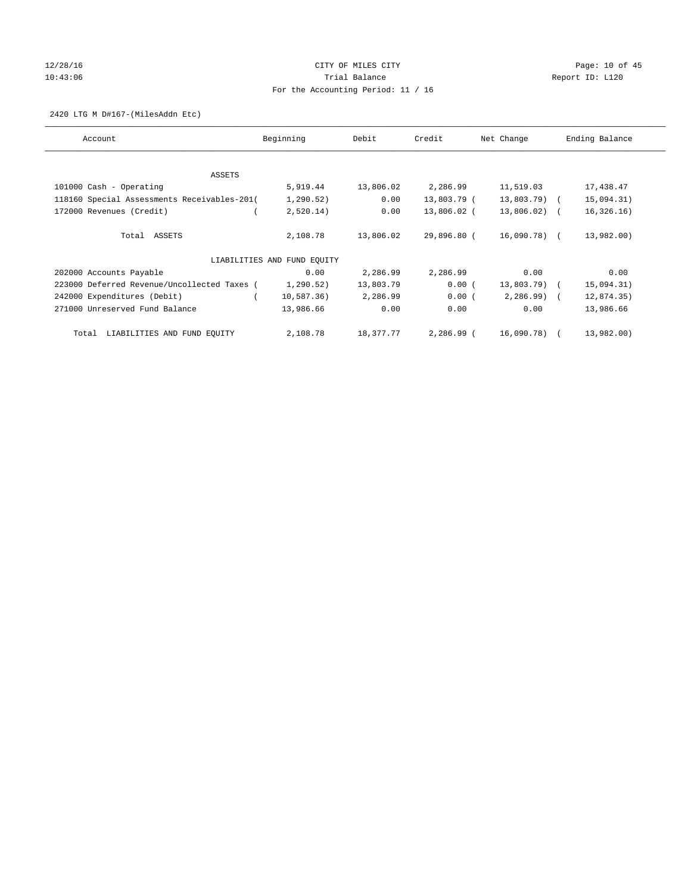CITY OF MILES CITY

Trial Balance

For the Accounting Period: 11 / 16

2420 LTG M D#167-(MilesAddn Etc)

| Account | Beginning | Debit | Credit | Net Change | Ending Balance |
|---|---|---|---|---|---|
| ASSETS | | | | | |
| 101000 Cash - Operating | 5,919.44 | 13,806.02 | 2,286.99 | 11,519.03 | 17,438.47 |
| 118160 Special Assessments Receivables-201 | (1,290.52) | 0.00 | 13,803.79 | (13,803.79) | (15,094.31) |
| 172000 Revenues (Credit) | (2,520.14) | 0.00 | 13,806.02 | (13,806.02) | (16,326.16) |
| Total ASSETS | 2,108.78 | 13,806.02 | 29,896.80 | (16,090.78) | (13,982.00) |
| LIABILITIES AND FUND EQUITY | | | | | |
| 202000 Accounts Payable | 0.00 | 2,286.99 | 2,286.99 | 0.00 | 0.00 |
| 223000 Deferred Revenue/Uncollected Taxes | (1,290.52) | 13,803.79 | 0.00 | (13,803.79) | (15,094.31) |
| 242000 Expenditures (Debit) | (10,587.36) | 2,286.99 | 0.00 | (2,286.99) | (12,874.35) |
| 271000 Unreserved Fund Balance | 13,986.66 | 0.00 | 0.00 | 0.00 | 13,986.66 |
| Total LIABILITIES AND FUND EQUITY | 2,108.78 | 18,377.77 | 2,286.99 | (16,090.78) | (13,982.00) |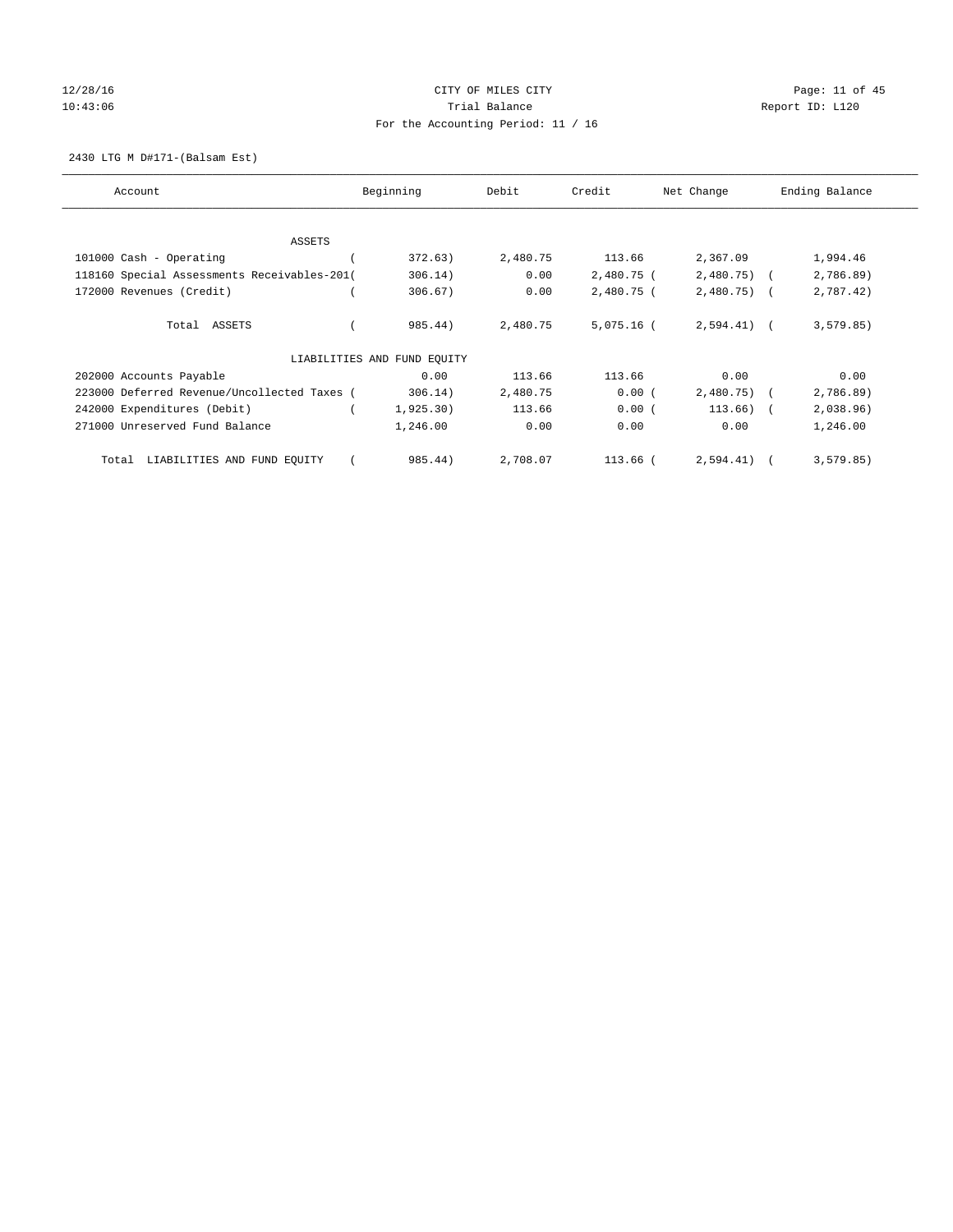CITY OF MILES CITY

Trial Balance

For the Accounting Period: 11 / 16

12/28/16 10:43:06 — Report ID: L120

2430 LTG M D#171-(Balsam Est)

| Account | Beginning | Debit | Credit | Net Change | Ending Balance |
|---|---|---|---|---|---|
| **ASSETS** | | | | | |
| 101000 Cash - Operating | ( 372.63) | 2,480.75 | 113.66 | 2,367.09 | 1,994.46 |
| 118160 Special Assessments Receivables-201 | ( 306.14) | 0.00 | 2,480.75 | ( 2,480.75) | ( 2,786.89) |
| 172000 Revenues (Credit) | ( 306.67) | 0.00 | 2,480.75 | ( 2,480.75) | ( 2,787.42) |
| Total ASSETS | ( 985.44) | 2,480.75 | 5,075.16 | ( 2,594.41) | ( 3,579.85) |
| **LIABILITIES AND FUND EQUITY** | | | | | |
| 202000 Accounts Payable | 0.00 | 113.66 | 113.66 | 0.00 | 0.00 |
| 223000 Deferred Revenue/Uncollected Taxes | ( 306.14) | 2,480.75 | 0.00 | ( 2,480.75) | ( 2,786.89) |
| 242000 Expenditures (Debit) | ( 1,925.30) | 113.66 | 0.00 | ( 113.66) | ( 2,038.96) |
| 271000 Unreserved Fund Balance | 1,246.00 | 0.00 | 0.00 | 0.00 | 1,246.00 |
| Total LIABILITIES AND FUND EQUITY | ( 985.44) | 2,708.07 | 113.66 | ( 2,594.41) | ( 3,579.85) |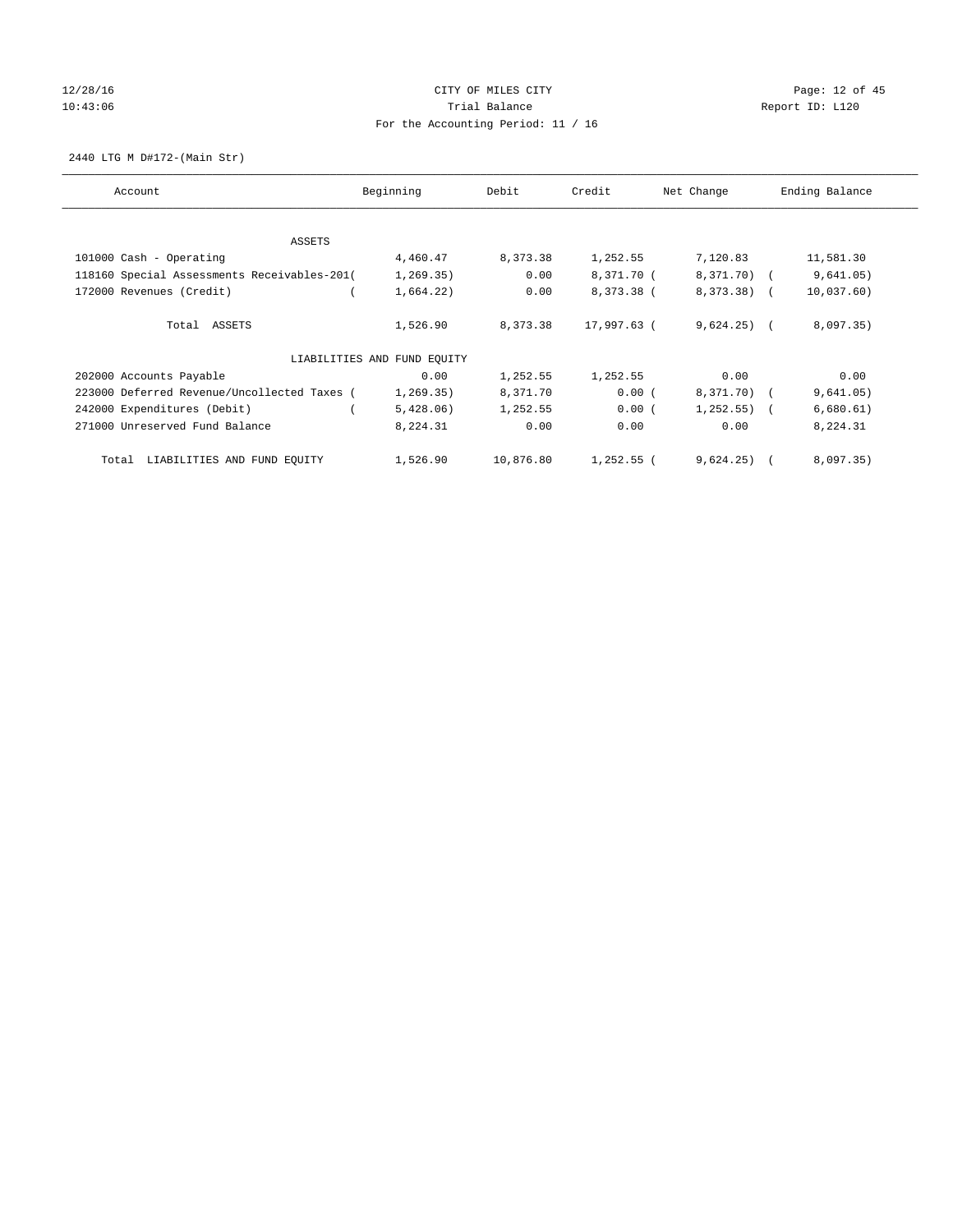CITY OF MILES CITY
Trial Balance
For the Accounting Period: 11 / 16

12/28/16
10:43:06

Report ID: L120

2440 LTG M D#172-(Main Str)

| Account | Beginning | Debit | Credit | Net Change | Ending Balance |
|---|---|---|---|---|---|
| ASSETS | | | | | |
| 101000 Cash - Operating | 4,460.47 | 8,373.38 | 1,252.55 | 7,120.83 | 11,581.30 |
| 118160 Special Assessments Receivables-201 | (1,269.35) | 0.00 | 8,371.70 | (8,371.70) | (9,641.05) |
| 172000 Revenues (Credit) | (1,664.22) | 0.00 | 8,373.38 | (8,373.38) | (10,037.60) |
| Total ASSETS | 1,526.90 | 8,373.38 | 17,997.63 | (9,624.25) | (8,097.35) |
| LIABILITIES AND FUND EQUITY | | | | | |
| 202000 Accounts Payable | 0.00 | 1,252.55 | 1,252.55 | 0.00 | 0.00 |
| 223000 Deferred Revenue/Uncollected Taxes | (1,269.35) | 8,371.70 | 0.00 | (8,371.70) | (9,641.05) |
| 242000 Expenditures (Debit) | (5,428.06) | 1,252.55 | 0.00 | (1,252.55) | (6,680.61) |
| 271000 Unreserved Fund Balance | 8,224.31 | 0.00 | 0.00 | 0.00 | 8,224.31 |
| Total LIABILITIES AND FUND EQUITY | 1,526.90 | 10,876.80 | 1,252.55 | (9,624.25) | (8,097.35) |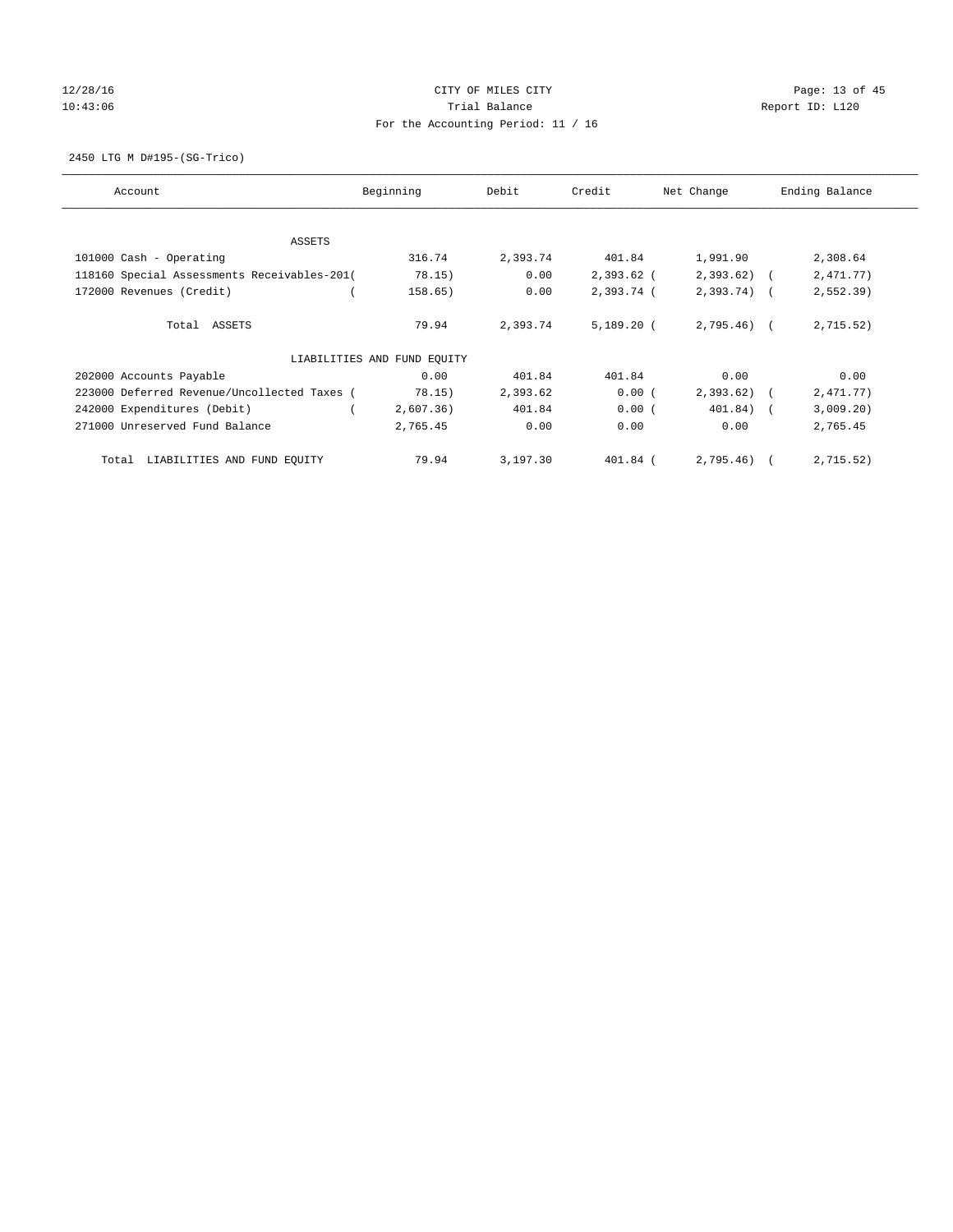12/28/16 10:43:06

# CITY OF MILES CITY

## Trial Balance

For the Accounting Period: 11 / 16

Report ID: L120

2450 LTG M D#195-(SG-Trico)

| Account | Beginning | Debit | Credit | Net Change | Ending Balance |
|---|---|---|---|---|---|
| ASSETS | | | | | |
| 101000 Cash - Operating | 316.74 | 2,393.74 | 401.84 | 1,991.90 | 2,308.64 |
| 118160 Special Assessments Receivables-201 | (78.15) | 0.00 | 2,393.62 | (2,393.62) | (2,471.77) |
| 172000 Revenues (Credit) | (158.65) | 0.00 | 2,393.74 | (2,393.74) | (2,552.39) |
| Total ASSETS | 79.94 | 2,393.74 | 5,189.20 | (2,795.46) | (2,715.52) |
| LIABILITIES AND FUND EQUITY | | | | | |
| 202000 Accounts Payable | 0.00 | 401.84 | 401.84 | 0.00 | 0.00 |
| 223000 Deferred Revenue/Uncollected Taxes | (78.15) | 2,393.62 | 0.00 | (2,393.62) | (2,471.77) |
| 242000 Expenditures (Debit) | (2,607.36) | 401.84 | 0.00 | (401.84) | (3,009.20) |
| 271000 Unreserved Fund Balance | 2,765.45 | 0.00 | 0.00 | 0.00 | 2,765.45 |
| Total LIABILITIES AND FUND EQUITY | 79.94 | 3,197.30 | 401.84 | (2,795.46) | (2,715.52) |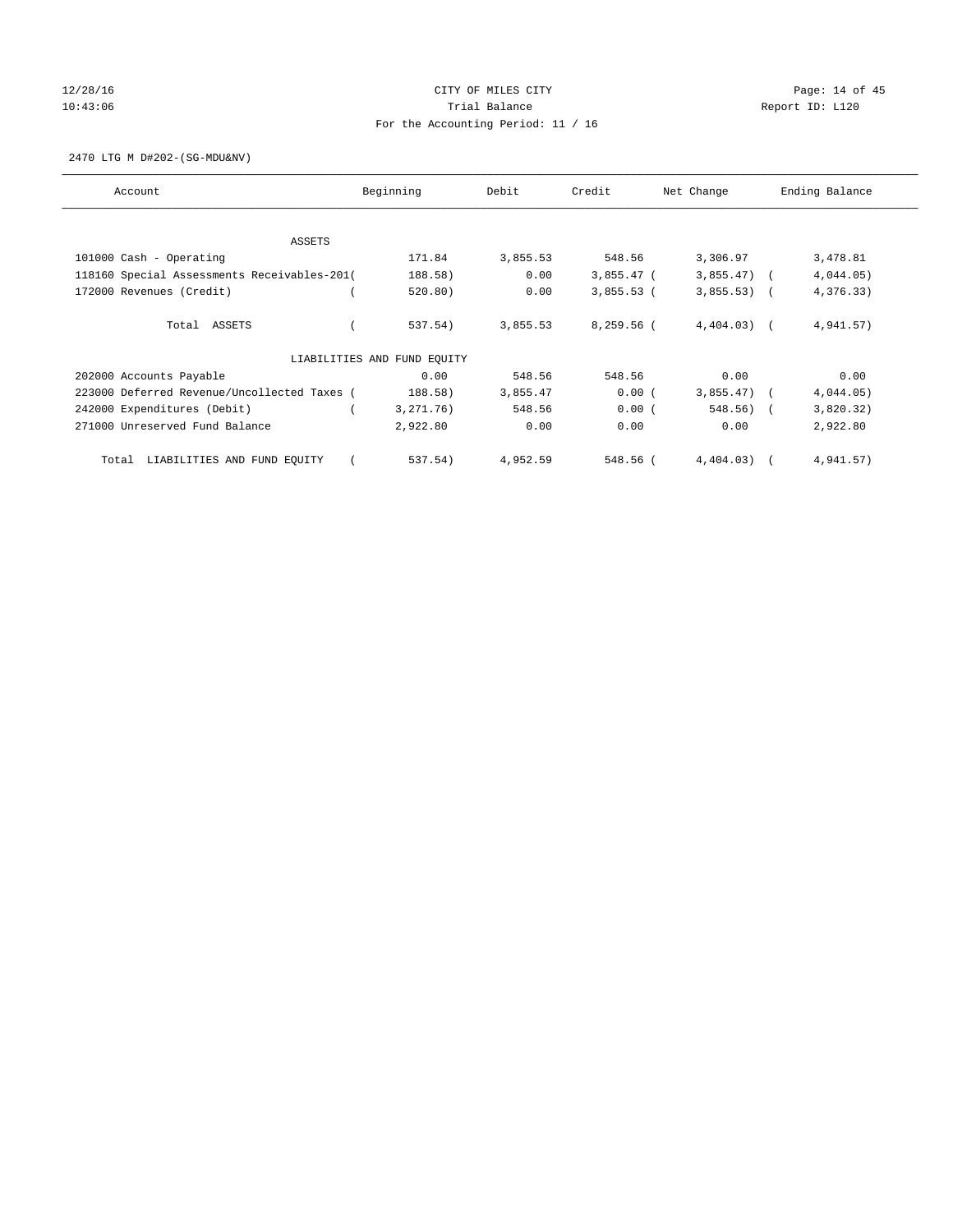CITY OF MILES CITY

Trial Balance

For the Accounting Period: 11 / 16

12/28/16 10:43:06 Report ID: L120

2470 LTG M D#202-(SG-MDU&NV)

| Account | Beginning | Debit | Credit | Net Change | Ending Balance |
|---|---|---|---|---|---|
| ASSETS | | | | | |
| 101000 Cash - Operating | 171.84 | 3,855.53 | 548.56 | 3,306.97 | 3,478.81 |
| 118160 Special Assessments Receivables-201 | ( 188.58) | 0.00 | 3,855.47 | ( 3,855.47) | ( 4,044.05) |
| 172000 Revenues (Credit) | ( 520.80) | 0.00 | 3,855.53 | ( 3,855.53) | ( 4,376.33) |
| Total ASSETS | ( 537.54) | 3,855.53 | 8,259.56 | ( 4,404.03) | ( 4,941.57) |
| LIABILITIES AND FUND EQUITY | | | | | |
| 202000 Accounts Payable | 0.00 | 548.56 | 548.56 | 0.00 | 0.00 |
| 223000 Deferred Revenue/Uncollected Taxes | ( 188.58) | 3,855.47 | 0.00 | ( 3,855.47) | ( 4,044.05) |
| 242000 Expenditures (Debit) | ( 3,271.76) | 548.56 | 0.00 | ( 548.56) | ( 3,820.32) |
| 271000 Unreserved Fund Balance | 2,922.80 | 0.00 | 0.00 | 0.00 | 2,922.80 |
| Total LIABILITIES AND FUND EQUITY | ( 537.54) | 4,952.59 | 548.56 | ( 4,404.03) | ( 4,941.57) |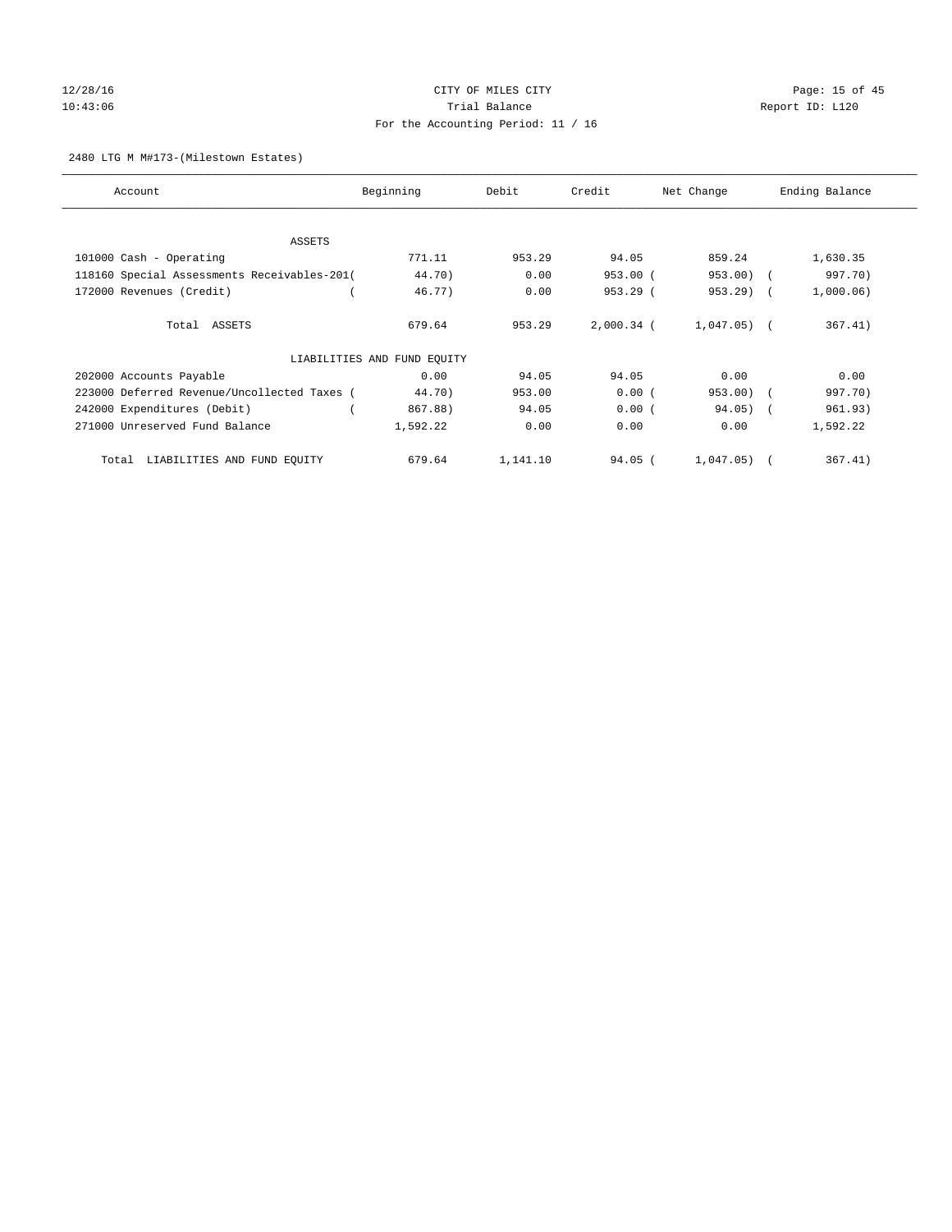CITY OF MILES CITY
Trial Balance
For the Accounting Period: 11 / 16

12/28/16
10:43:06

Report ID: L120

2480 LTG M M#173-(Milestown Estates)

| Account | Beginning | Debit | Credit | Net Change | Ending Balance |
|---|---|---|---|---|---|
| ASSETS | | | | | |
| 101000 Cash - Operating | 771.11 | 953.29 | 94.05 | 859.24 | 1,630.35 |
| 118160 Special Assessments Receivables-201 | (44.70) | 0.00 | 953.00 | (953.00) | (997.70) |
| 172000 Revenues (Credit) | (46.77) | 0.00 | 953.29 | (953.29) | (1,000.06) |
| Total ASSETS | 679.64 | 953.29 | 2,000.34 | (1,047.05) | (367.41) |
| LIABILITIES AND FUND EQUITY | | | | | |
| 202000 Accounts Payable | 0.00 | 94.05 | 94.05 | 0.00 | 0.00 |
| 223000 Deferred Revenue/Uncollected Taxes | (44.70) | 953.00 | 0.00 | (953.00) | (997.70) |
| 242000 Expenditures (Debit) | (867.88) | 94.05 | 0.00 | (94.05) | (961.93) |
| 271000 Unreserved Fund Balance | 1,592.22 | 0.00 | 0.00 | 0.00 | 1,592.22 |
| Total LIABILITIES AND FUND EQUITY | 679.64 | 1,141.10 | 94.05 | (1,047.05) | (367.41) |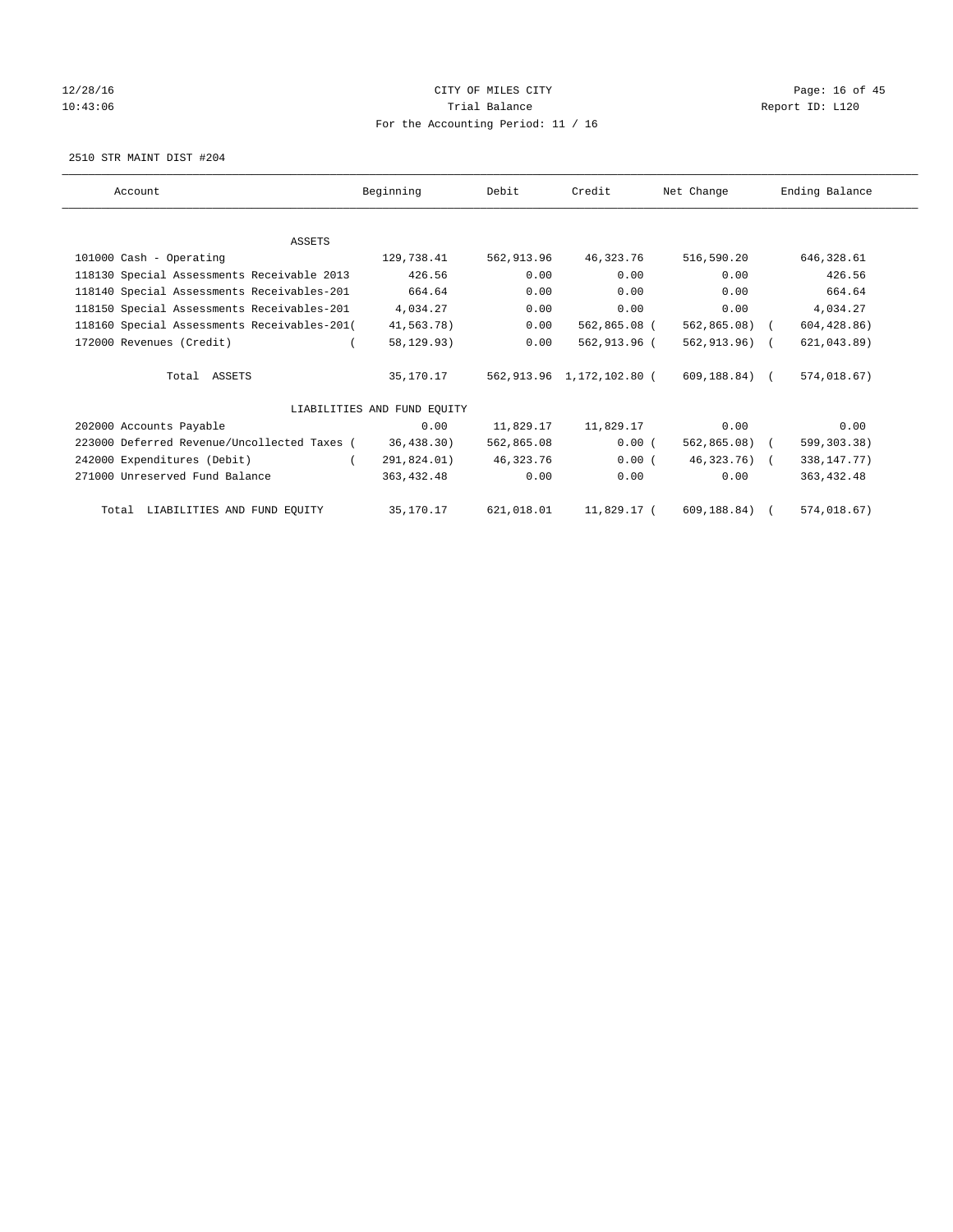12/28/16 CITY OF MILES CITY
10:43:06 Trial Balance Report ID: L120
For the Accounting Period: 11 / 16

2510 STR MAINT DIST #204

| Account | Beginning | Debit | Credit | Net Change | Ending Balance |
|---|---|---|---|---|---|
| ASSETS | | | | | |
| 101000 Cash - Operating | 129,738.41 | 562,913.96 | 46,323.76 | 516,590.20 | 646,328.61 |
| 118130 Special Assessments Receivable 2013 | 426.56 | 0.00 | 0.00 | 0.00 | 426.56 |
| 118140 Special Assessments Receivables-201 | 664.64 | 0.00 | 0.00 | 0.00 | 664.64 |
| 118150 Special Assessments Receivables-201 | 4,034.27 | 0.00 | 0.00 | 0.00 | 4,034.27 |
| 118160 Special Assessments Receivables-201 | ( 41,563.78) | 0.00 | 562,865.08 | ( 562,865.08) | ( 604,428.86) |
| 172000 Revenues (Credit) | ( 58,129.93) | 0.00 | 562,913.96 | ( 562,913.96) | ( 621,043.89) |
| Total ASSETS | 35,170.17 | 562,913.96 | 1,172,102.80 | ( 609,188.84) | ( 574,018.67) |
| LIABILITIES AND FUND EQUITY | | | | | |
| 202000 Accounts Payable | 0.00 | 11,829.17 | 11,829.17 | 0.00 | 0.00 |
| 223000 Deferred Revenue/Uncollected Taxes | ( 36,438.30) | 562,865.08 | 0.00 | ( 562,865.08) | ( 599,303.38) |
| 242000 Expenditures (Debit) | ( 291,824.01) | 46,323.76 | 0.00 | ( 46,323.76) | ( 338,147.77) |
| 271000 Unreserved Fund Balance | 363,432.48 | 0.00 | 0.00 | 0.00 | 363,432.48 |
| Total LIABILITIES AND FUND EQUITY | 35,170.17 | 621,018.01 | 11,829.17 | ( 609,188.84) | ( 574,018.67) |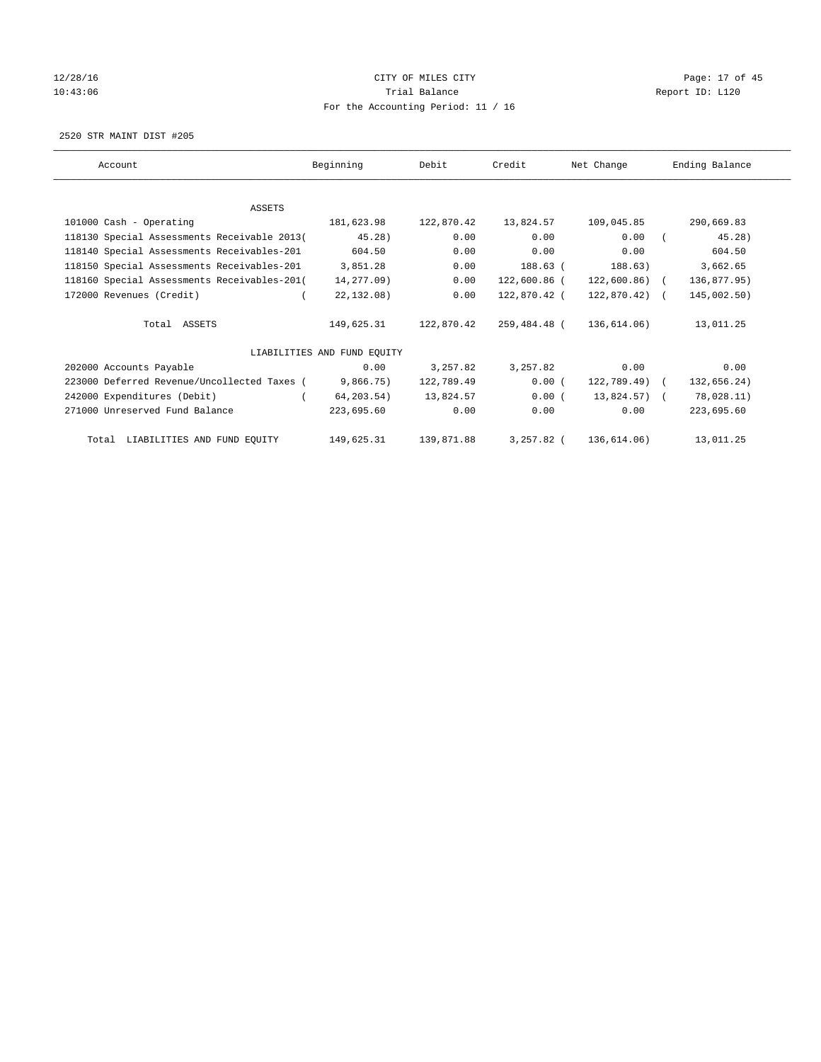CITY OF MILES CITY

Trial Balance

For the Accounting Period: 11 / 16

2520 STR MAINT DIST #205

| Account | Beginning | Debit | Credit | Net Change | Ending Balance |
|---|---|---|---|---|---|
| ASSETS | | | | | |
| 101000 Cash - Operating | 181,623.98 | 122,870.42 | 13,824.57 | 109,045.85 | 290,669.83 |
| 118130 Special Assessments Receivable 2013 | (45.28) | 0.00 | 0.00 | 0.00 | (45.28) |
| 118140 Special Assessments Receivables-201 | 604.50 | 0.00 | 0.00 | 0.00 | 604.50 |
| 118150 Special Assessments Receivables-201 | 3,851.28 | 0.00 | 188.63 | (188.63) | 3,662.65 |
| 118160 Special Assessments Receivables-201 | (14,277.09) | 0.00 | 122,600.86 | (122,600.86) | (136,877.95) |
| 172000 Revenues (Credit) | (22,132.08) | 0.00 | 122,870.42 | (122,870.42) | (145,002.50) |
| Total ASSETS | 149,625.31 | 122,870.42 | 259,484.48 | (136,614.06) | 13,011.25 |
| LIABILITIES AND FUND EQUITY | | | | | |
| 202000 Accounts Payable | 0.00 | 3,257.82 | 3,257.82 | 0.00 | 0.00 |
| 223000 Deferred Revenue/Uncollected Taxes | (9,866.75) | 122,789.49 | 0.00 | (122,789.49) | (132,656.24) |
| 242000 Expenditures (Debit) | (64,203.54) | 13,824.57 | 0.00 | (13,824.57) | (78,028.11) |
| 271000 Unreserved Fund Balance | 223,695.60 | 0.00 | 0.00 | 0.00 | 223,695.60 |
| Total LIABILITIES AND FUND EQUITY | 149,625.31 | 139,871.88 | 3,257.82 | (136,614.06) | 13,011.25 |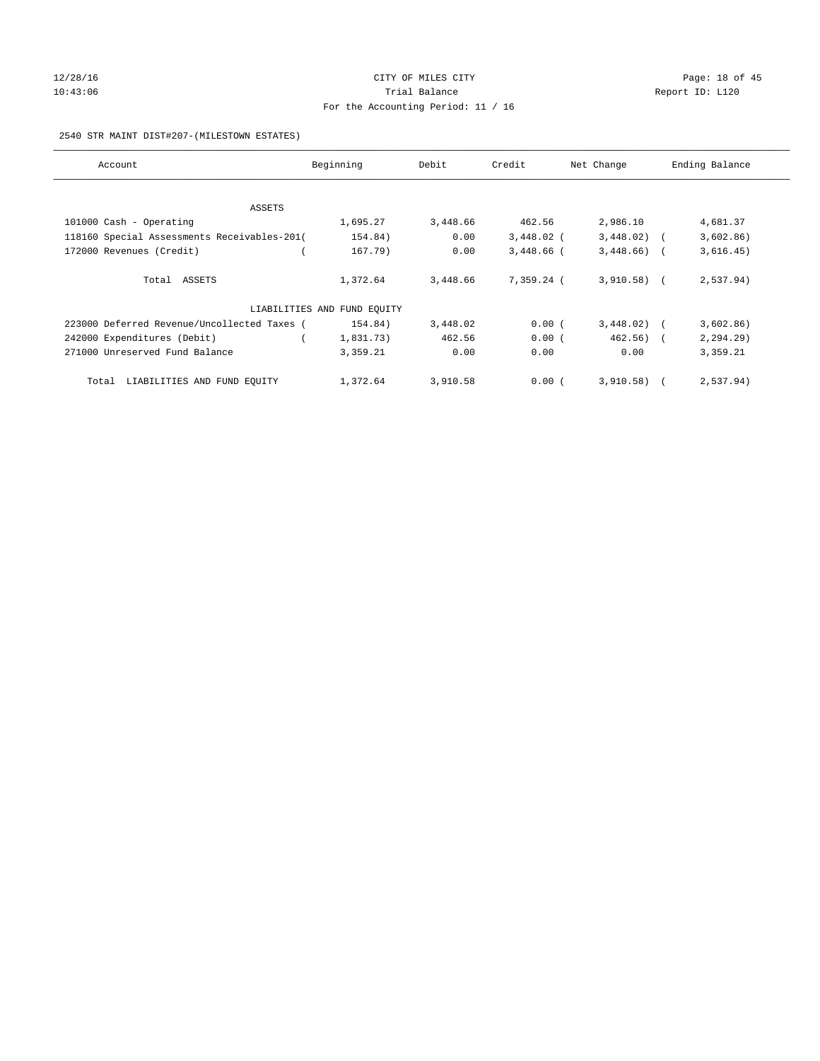CITY OF MILES CITY
Trial Balance
For the Accounting Period: 11 / 16

12/28/16
10:43:06

Report ID: L120

2540 STR MAINT DIST#207-(MILESTOWN ESTATES)

| Account | Beginning | Debit | Credit | Net Change | Ending Balance |
|---|---|---|---|---|---|
| ASSETS | | | | | |
| 101000 Cash - Operating | 1,695.27 | 3,448.66 | 462.56 | 2,986.10 | 4,681.37 |
| 118160 Special Assessments Receivables-201 | (154.84) | 0.00 | 3,448.02 | (3,448.02) | (3,602.86) |
| 172000 Revenues (Credit) | (167.79) | 0.00 | 3,448.66 | (3,448.66) | (3,616.45) |
| Total ASSETS | 1,372.64 | 3,448.66 | 7,359.24 | (3,910.58) | (2,537.94) |
| LIABILITIES AND FUND EQUITY | | | | | |
| 223000 Deferred Revenue/Uncollected Taxes | (154.84) | 3,448.02 | 0.00 | (3,448.02) | (3,602.86) |
| 242000 Expenditures (Debit) | (1,831.73) | 462.56 | 0.00 | (462.56) | (2,294.29) |
| 271000 Unreserved Fund Balance | 3,359.21 | 0.00 | 0.00 | 0.00 | 3,359.21 |
| Total LIABILITIES AND FUND EQUITY | 1,372.64 | 3,910.58 | 0.00 | (3,910.58) | (2,537.94) |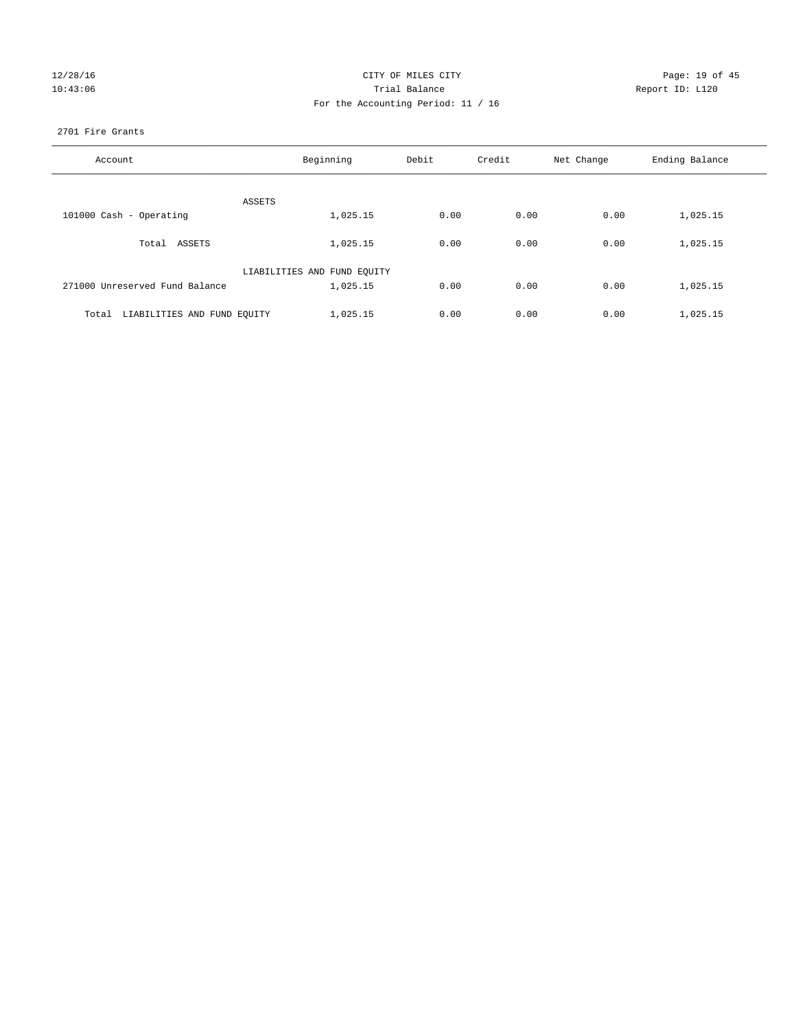CITY OF MILES CITY

Trial Balance

For the Accounting Period: 11 / 16

12/28/16 10:43:06 Report ID: L120

2701 Fire Grants

| Account | Beginning | Debit | Credit | Net Change | Ending Balance |
|---|---|---|---|---|---|
| ASSETS | | | | | |
| 101000 Cash - Operating | 1,025.15 | 0.00 | 0.00 | 0.00 | 1,025.15 |
| Total ASSETS | 1,025.15 | 0.00 | 0.00 | 0.00 | 1,025.15 |
| LIABILITIES AND FUND EQUITY | | | | | |
| 271000 Unreserved Fund Balance | 1,025.15 | 0.00 | 0.00 | 0.00 | 1,025.15 |
| Total LIABILITIES AND FUND EQUITY | 1,025.15 | 0.00 | 0.00 | 0.00 | 1,025.15 |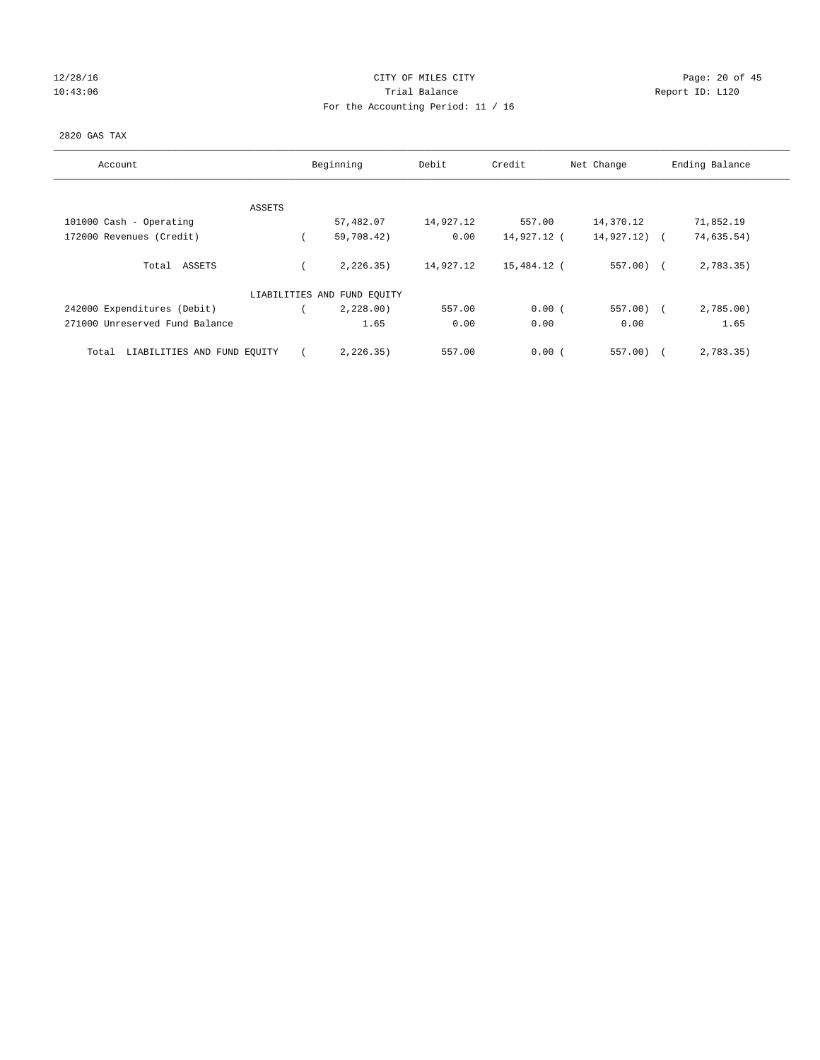CITY OF MILES CITY

Trial Balance

For the Accounting Period: 11 / 16

12/28/16
10:43:06

Report ID: L120

2820 GAS TAX

| Account | Beginning | Debit | Credit | Net Change | Ending Balance |
|---|---|---|---|---|---|
| ASSETS | | | | | |
| 101000 Cash - Operating | 57,482.07 | 14,927.12 | 557.00 | 14,370.12 | 71,852.19 |
| 172000 Revenues (Credit) | ( 59,708.42) | 0.00 | 14,927.12 | ( 14,927.12) | ( 74,635.54) |
| Total ASSETS | ( 2,226.35) | 14,927.12 | 15,484.12 | ( 557.00) | ( 2,783.35) |
| LIABILITIES AND FUND EQUITY | | | | | |
| 242000 Expenditures (Debit) | ( 2,228.00) | 557.00 | 0.00 | ( 557.00) | ( 2,785.00) |
| 271000 Unreserved Fund Balance | 1.65 | 0.00 | 0.00 | 0.00 | 1.65 |
| Total LIABILITIES AND FUND EQUITY | ( 2,226.35) | 557.00 | 0.00 | ( 557.00) | ( 2,783.35) |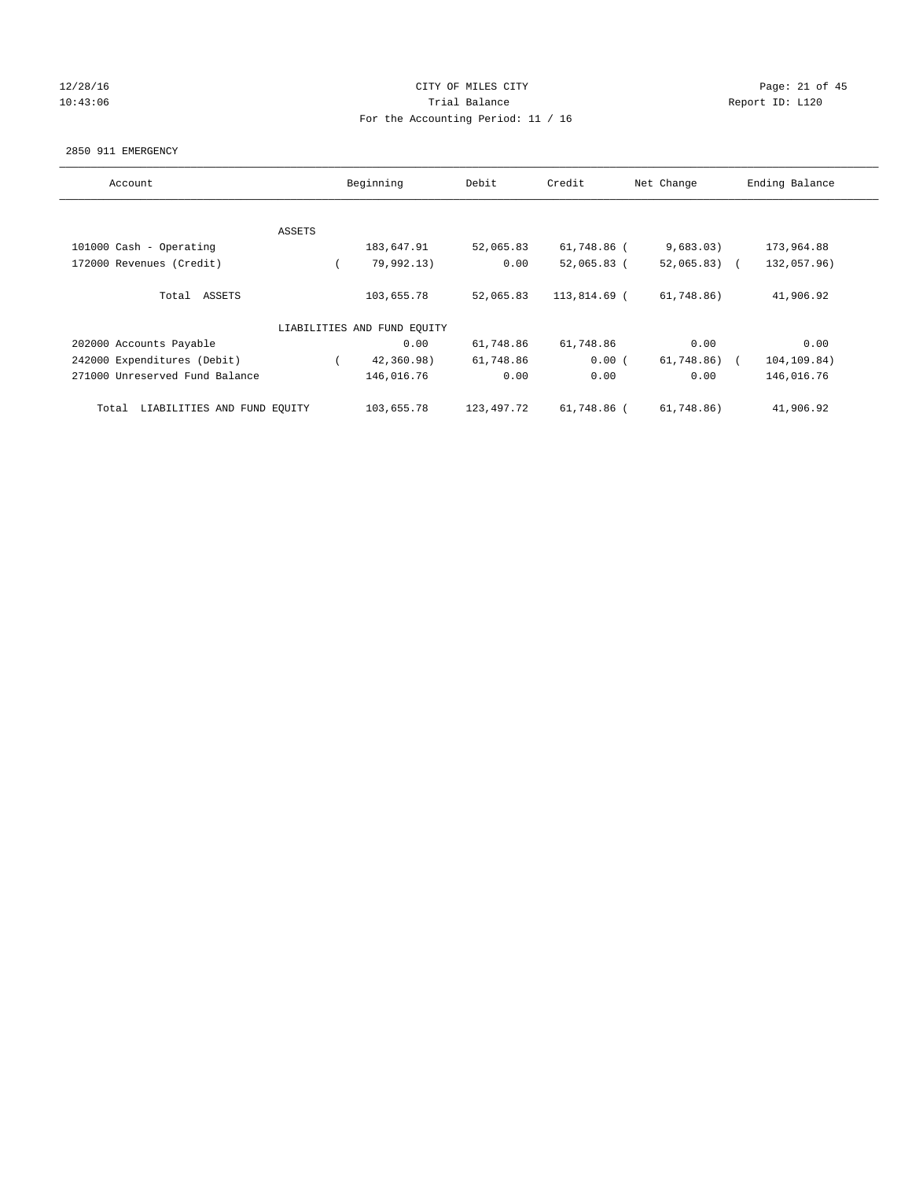CITY OF MILES CITY

Trial Balance

For the Accounting Period: 11 / 16

12/28/16
10:43:06

Report ID: L120

2850 911 EMERGENCY

| Account | Beginning | Debit | Credit | Net Change | Ending Balance |
|---|---|---|---|---|---|
| ASSETS | | | | | |
| 101000 Cash - Operating | 183,647.91 | 52,065.83 | 61,748.86 | ( 9,683.03) | 173,964.88 |
| 172000 Revenues (Credit) | ( 79,992.13) | 0.00 | 52,065.83 | ( 52,065.83) | ( 132,057.96) |
| Total ASSETS | 103,655.78 | 52,065.83 | 113,814.69 | ( 61,748.86) | 41,906.92 |
| LIABILITIES AND FUND EQUITY | | | | | |
| 202000 Accounts Payable | 0.00 | 61,748.86 | 61,748.86 | 0.00 | 0.00 |
| 242000 Expenditures (Debit) | ( 42,360.98) | 61,748.86 | 0.00 | ( 61,748.86) | ( 104,109.84) |
| 271000 Unreserved Fund Balance | 146,016.76 | 0.00 | 0.00 | 0.00 | 146,016.76 |
| Total LIABILITIES AND FUND EQUITY | 103,655.78 | 123,497.72 | 61,748.86 | ( 61,748.86) | 41,906.92 |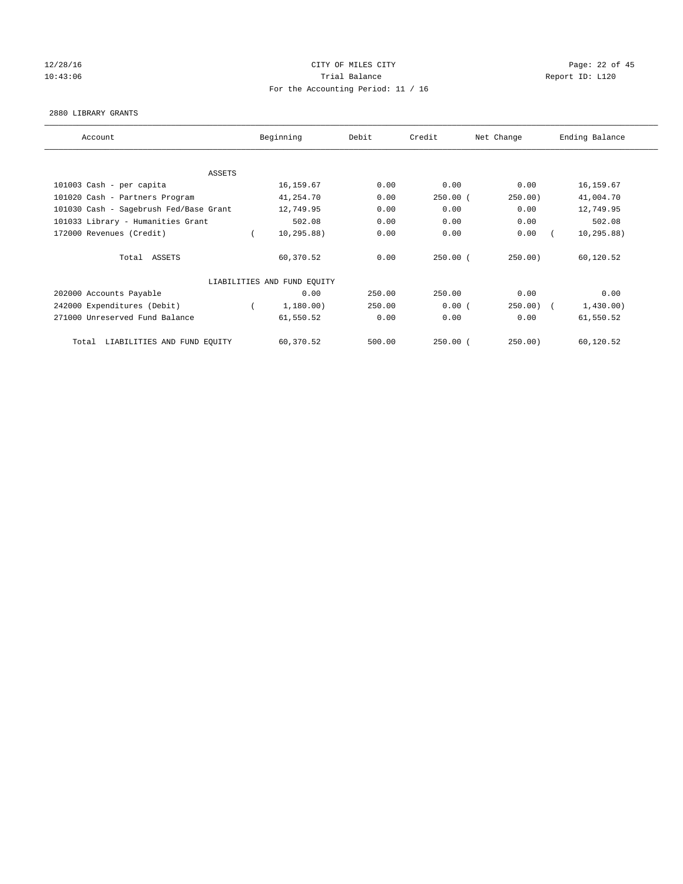12/28/16 CITY OF MILES CITY

10:43:06 Trial Balance Report ID: L120

For the Accounting Period: 11 / 16

2880 LIBRARY GRANTS

| Account | Beginning | Debit | Credit | Net Change | Ending Balance |
|---|---|---|---|---|---|
| ASSETS | | | | | |
| 101003 Cash - per capita | 16,159.67 | 0.00 | 0.00 | 0.00 | 16,159.67 |
| 101020 Cash - Partners Program | 41,254.70 | 0.00 | 250.00 | (250.00) | 41,004.70 |
| 101030 Cash - Sagebrush Fed/Base Grant | 12,749.95 | 0.00 | 0.00 | 0.00 | 12,749.95 |
| 101033 Library - Humanities Grant | 502.08 | 0.00 | 0.00 | 0.00 | 502.08 |
| 172000 Revenues (Credit) | (10,295.88) | 0.00 | 0.00 | 0.00 | (10,295.88) |
| Total ASSETS | 60,370.52 | 0.00 | 250.00 | (250.00) | 60,120.52 |
| LIABILITIES AND FUND EQUITY | | | | | |
| 202000 Accounts Payable | 0.00 | 250.00 | 250.00 | 0.00 | 0.00 |
| 242000 Expenditures (Debit) | (1,180.00) | 250.00 | 0.00 | (250.00) | (1,430.00) |
| 271000 Unreserved Fund Balance | 61,550.52 | 0.00 | 0.00 | 0.00 | 61,550.52 |
| Total LIABILITIES AND FUND EQUITY | 60,370.52 | 500.00 | 250.00 | (250.00) | 60,120.52 |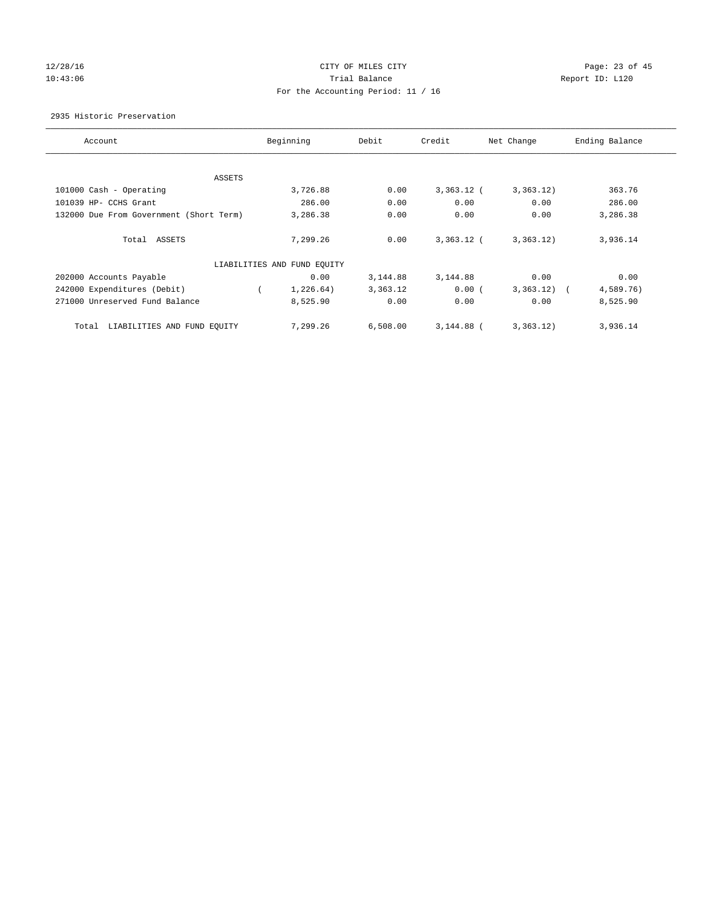12/28/16 CITY OF MILES CITY
10:43:06 Trial Balance Report ID: L120
For the Accounting Period: 11 / 16

2935 Historic Preservation

| Account | Beginning | Debit | Credit | Net Change | Ending Balance |
|---|---|---|---|---|---|
| ASSETS | | | | | |
| 101000 Cash - Operating | 3,726.88 | 0.00 | 3,363.12 | (3,363.12) | 363.76 |
| 101039 HP- CCHS Grant | 286.00 | 0.00 | 0.00 | 0.00 | 286.00 |
| 132000 Due From Government (Short Term) | 3,286.38 | 0.00 | 0.00 | 0.00 | 3,286.38 |
| Total ASSETS | 7,299.26 | 0.00 | 3,363.12 | (3,363.12) | 3,936.14 |
| LIABILITIES AND FUND EQUITY | | | | | |
| 202000 Accounts Payable | 0.00 | 3,144.88 | 3,144.88 | 0.00 | 0.00 |
| 242000 Expenditures (Debit) | (1,226.64) | 3,363.12 | 0.00 | (3,363.12) | (4,589.76) |
| 271000 Unreserved Fund Balance | 8,525.90 | 0.00 | 0.00 | 0.00 | 8,525.90 |
| Total LIABILITIES AND FUND EQUITY | 7,299.26 | 6,508.00 | 3,144.88 | (3,363.12) | 3,936.14 |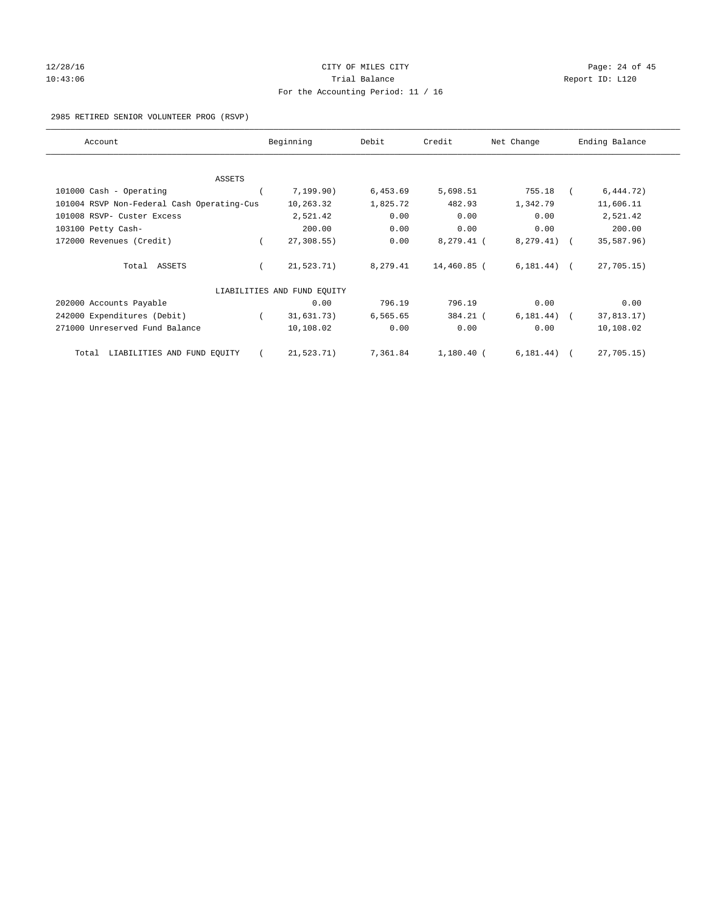CITY OF MILES CITY

Trial Balance

For the Accounting Period: 11 / 16

12/28/16 10:43:06 — Report ID: L120

2985 RETIRED SENIOR VOLUNTEER PROG (RSVP)

| Account | Beginning | Debit | Credit | Net Change | Ending Balance |
|---|---|---|---|---|---|
| ASSETS | | | | | |
| 101000 Cash - Operating | ( 7,199.90) | 6,453.69 | 5,698.51 | 755.18 | ( 6,444.72) |
| 101004 RSVP Non-Federal Cash Operating-Cus | 10,263.32 | 1,825.72 | 482.93 | 1,342.79 | 11,606.11 |
| 101008 RSVP- Custer Excess | 2,521.42 | 0.00 | 0.00 | 0.00 | 2,521.42 |
| 103100 Petty Cash- | 200.00 | 0.00 | 0.00 | 0.00 | 200.00 |
| 172000 Revenues (Credit) | ( 27,308.55) | 0.00 | 8,279.41 | ( 8,279.41) | ( 35,587.96) |
| Total ASSETS | ( 21,523.71) | 8,279.41 | 14,460.85 | ( 6,181.44) | ( 27,705.15) |
| LIABILITIES AND FUND EQUITY | | | | | |
| 202000 Accounts Payable | 0.00 | 796.19 | 796.19 | 0.00 | 0.00 |
| 242000 Expenditures (Debit) | ( 31,631.73) | 6,565.65 | 384.21 | ( 6,181.44) | ( 37,813.17) |
| 271000 Unreserved Fund Balance | 10,108.02 | 0.00 | 0.00 | 0.00 | 10,108.02 |
| Total LIABILITIES AND FUND EQUITY | ( 21,523.71) | 7,361.84 | 1,180.40 | ( 6,181.44) | ( 27,705.15) |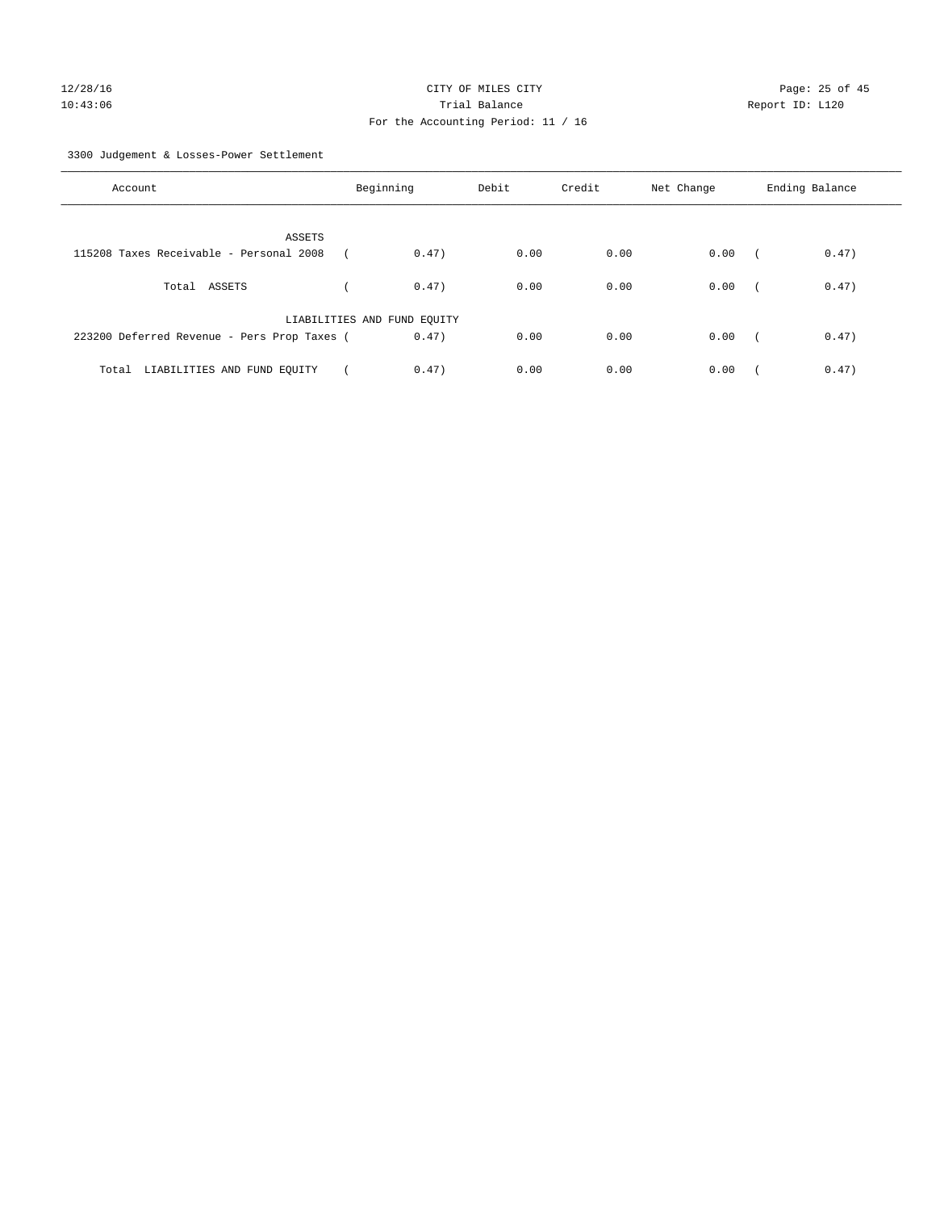3300 Judgement & Losses-Power Settlement

| Account | Beginning | Debit | Credit | Net Change | Ending Balance |
|---|---|---|---|---|---|
| ASSETS | | | | | |
| 115208 Taxes Receivable - Personal 2008 | ( 0.47) | 0.00 | 0.00 | 0.00 | ( 0.47) |
| Total ASSETS | ( 0.47) | 0.00 | 0.00 | 0.00 | ( 0.47) |
| LIABILITIES AND FUND EQUITY | | | | | |
| 223200 Deferred Revenue - Pers Prop Taxes | ( 0.47) | 0.00 | 0.00 | 0.00 | ( 0.47) |
| Total LIABILITIES AND FUND EQUITY | ( 0.47) | 0.00 | 0.00 | 0.00 | ( 0.47) |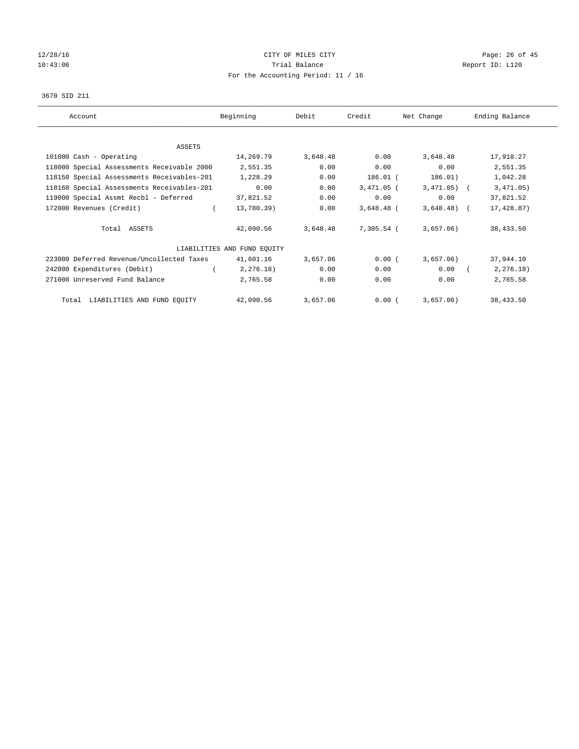CITY OF MILES CITY
Trial Balance
For the Accounting Period: 11 / 16

12/28/16
10:43:06

Report ID: L120

3670 SID 211

| Account | Beginning | Debit | Credit | Net Change | Ending Balance |
|---|---|---|---|---|---|
| **ASSETS** | | | | | |
| 101000 Cash - Operating | 14,269.79 | 3,648.48 | 0.00 | 3,648.48 | 17,918.27 |
| 118000 Special Assessments Receivable 2000 | 2,551.35 | 0.00 | 0.00 | 0.00 | 2,551.35 |
| 118150 Special Assessments Receivables-201 | 1,228.29 | 0.00 | 186.01 | (186.01) | 1,042.28 |
| 118160 Special Assessments Receivables-201 | 0.00 | 0.00 | 3,471.05 | (3,471.05) | (3,471.05) |
| 119000 Special Assmt Recbl - Deferred | 37,821.52 | 0.00 | 0.00 | 0.00 | 37,821.52 |
| 172000 Revenues (Credit) | (13,780.39) | 0.00 | 3,648.48 | (3,648.48) | (17,428.87) |
| Total ASSETS | 42,090.56 | 3,648.48 | 7,305.54 | (3,657.06) | 38,433.50 |
| **LIABILITIES AND FUND EQUITY** | | | | | |
| 223000 Deferred Revenue/Uncollected Taxes | 41,601.16 | 3,657.06 | 0.00 | (3,657.06) | 37,944.10 |
| 242000 Expenditures (Debit) | (2,276.18) | 0.00 | 0.00 | 0.00 | (2,276.18) |
| 271000 Unreserved Fund Balance | 2,765.58 | 0.00 | 0.00 | 0.00 | 2,765.58 |
| Total LIABILITIES AND FUND EQUITY | 42,090.56 | 3,657.06 | 0.00 | (3,657.06) | 38,433.50 |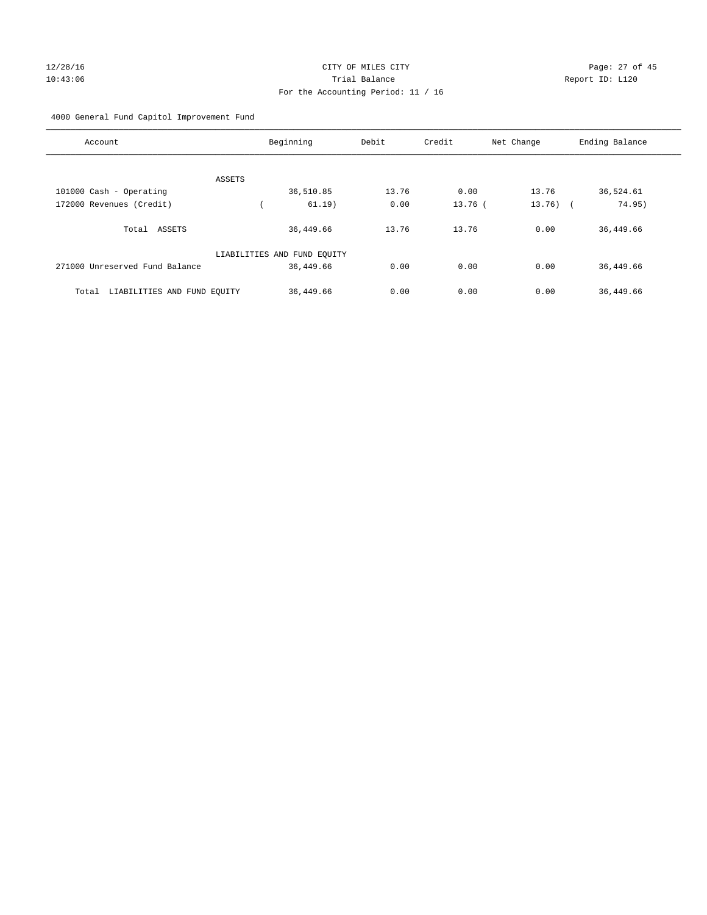CITY OF MILES CITY

Trial Balance

For the Accounting Period: 11 / 16

12/28/16
10:43:06

Report ID: L120

4000 General Fund Capitol Improvement Fund

| Account | Beginning | Debit | Credit | Net Change | Ending Balance |
|---|---|---|---|---|---|
| ASSETS | | | | | |
| 101000 Cash - Operating | 36,510.85 | 13.76 | 0.00 | 13.76 | 36,524.61 |
| 172000 Revenues (Credit) | ( 61.19) | 0.00 | 13.76 | ( 13.76) | ( 74.95) |
| Total ASSETS | 36,449.66 | 13.76 | 13.76 | 0.00 | 36,449.66 |
| LIABILITIES AND FUND EQUITY | | | | | |
| 271000 Unreserved Fund Balance | 36,449.66 | 0.00 | 0.00 | 0.00 | 36,449.66 |
| Total LIABILITIES AND FUND EQUITY | 36,449.66 | 0.00 | 0.00 | 0.00 | 36,449.66 |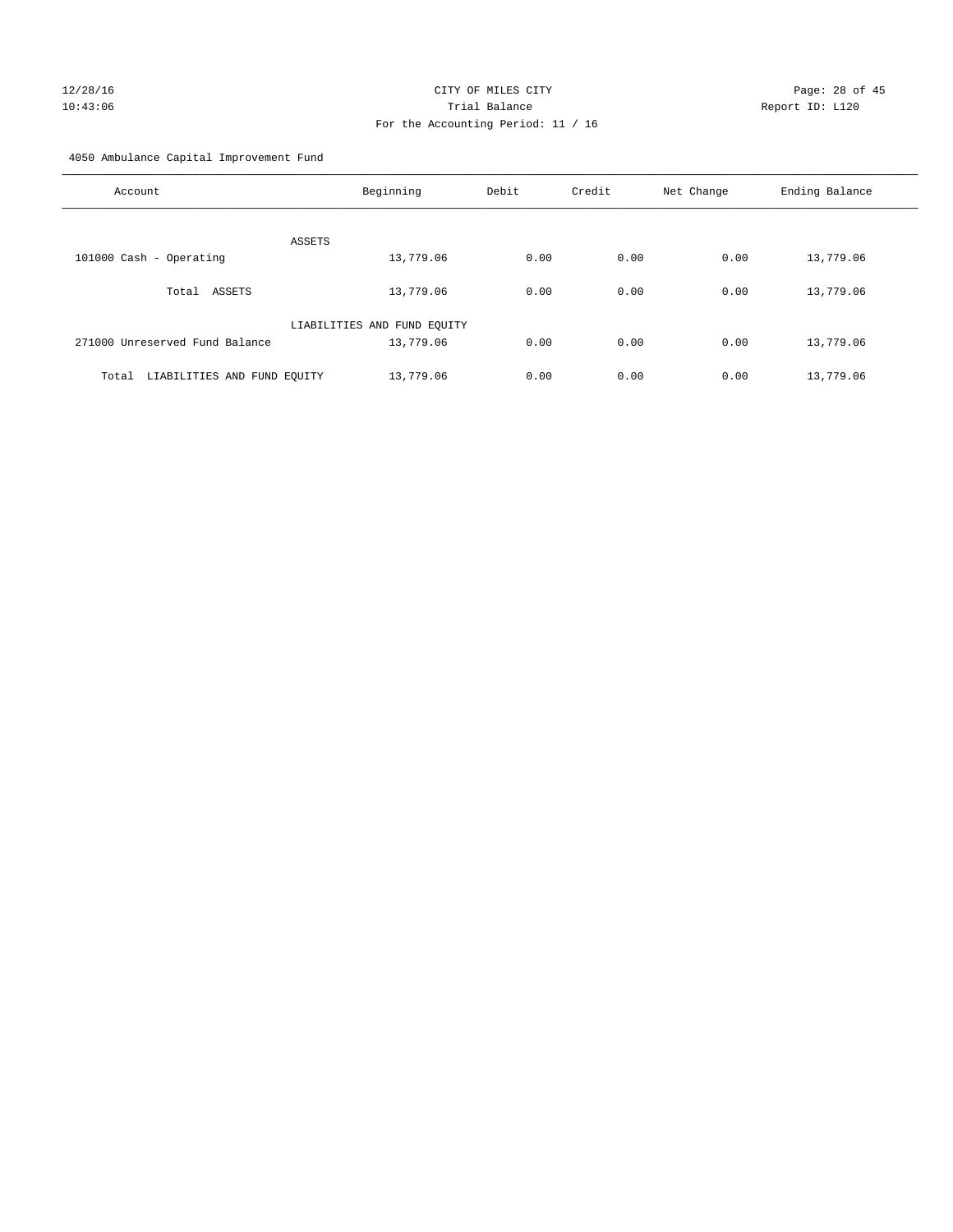CITY OF MILES CITY

Trial Balance

For the Accounting Period: 11 / 16

4050 Ambulance Capital Improvement Fund

| Account | Beginning | Debit | Credit | Net Change | Ending Balance |
|---|---|---|---|---|---|
| ASSETS | | | | | |
| 101000 Cash - Operating | 13,779.06 | 0.00 | 0.00 | 0.00 | 13,779.06 |
| Total ASSETS | 13,779.06 | 0.00 | 0.00 | 0.00 | 13,779.06 |
| LIABILITIES AND FUND EQUITY | | | | | |
| 271000 Unreserved Fund Balance | 13,779.06 | 0.00 | 0.00 | 0.00 | 13,779.06 |
| Total LIABILITIES AND FUND EQUITY | 13,779.06 | 0.00 | 0.00 | 0.00 | 13,779.06 |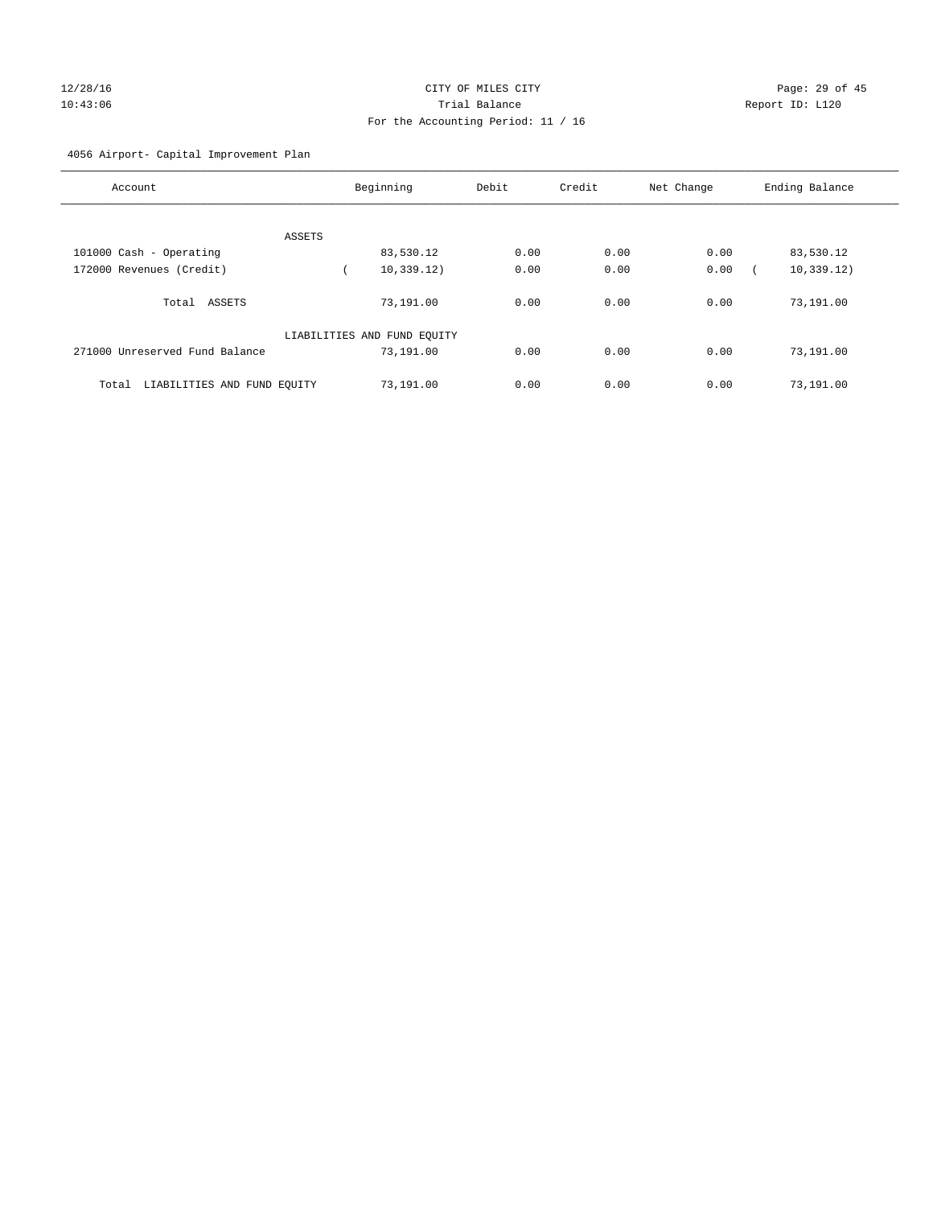CITY OF MILES CITY
Trial Balance
For the Accounting Period: 11 / 16

12/28/16
10:43:06

Report ID: L120

4056 Airport- Capital Improvement Plan

| Account | Beginning | Debit | Credit | Net Change | Ending Balance |
|---|---|---|---|---|---|
| ASSETS | | | | | |
| 101000 Cash - Operating | 83,530.12 | 0.00 | 0.00 | 0.00 | 83,530.12 |
| 172000 Revenues (Credit) | ( 10,339.12) | 0.00 | 0.00 | 0.00 | ( 10,339.12) |
| Total ASSETS | 73,191.00 | 0.00 | 0.00 | 0.00 | 73,191.00 |
| LIABILITIES AND FUND EQUITY | | | | | |
| 271000 Unreserved Fund Balance | 73,191.00 | 0.00 | 0.00 | 0.00 | 73,191.00 |
| Total LIABILITIES AND FUND EQUITY | 73,191.00 | 0.00 | 0.00 | 0.00 | 73,191.00 |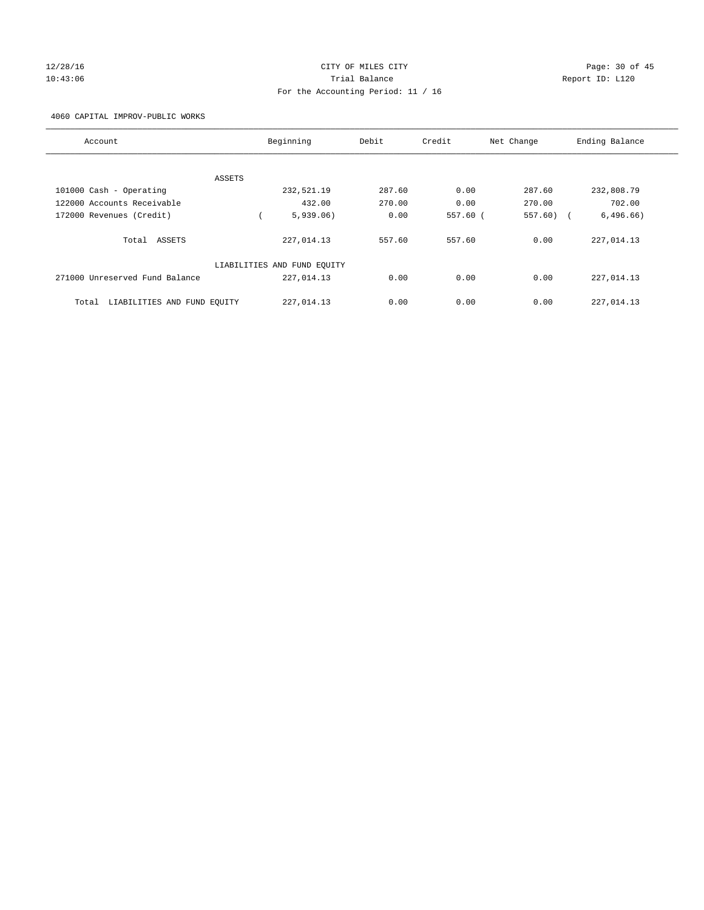CITY OF MILES CITY
Trial Balance
For the Accounting Period: 11 / 16

12/28/16
10:43:06

Report ID: L120

4060 CAPITAL IMPROV-PUBLIC WORKS

| Account | Beginning | Debit | Credit | Net Change | Ending Balance |
|---|---|---|---|---|---|
| ASSETS | | | | | |
| 101000 Cash - Operating | 232,521.19 | 287.60 | 0.00 | 287.60 | 232,808.79 |
| 122000 Accounts Receivable | 432.00 | 270.00 | 0.00 | 270.00 | 702.00 |
| 172000 Revenues (Credit) | ( 5,939.06) | 0.00 | 557.60 | ( 557.60) | ( 6,496.66) |
| Total ASSETS | 227,014.13 | 557.60 | 557.60 | 0.00 | 227,014.13 |
| LIABILITIES AND FUND EQUITY | | | | | |
| 271000 Unreserved Fund Balance | 227,014.13 | 0.00 | 0.00 | 0.00 | 227,014.13 |
| Total LIABILITIES AND FUND EQUITY | 227,014.13 | 0.00 | 0.00 | 0.00 | 227,014.13 |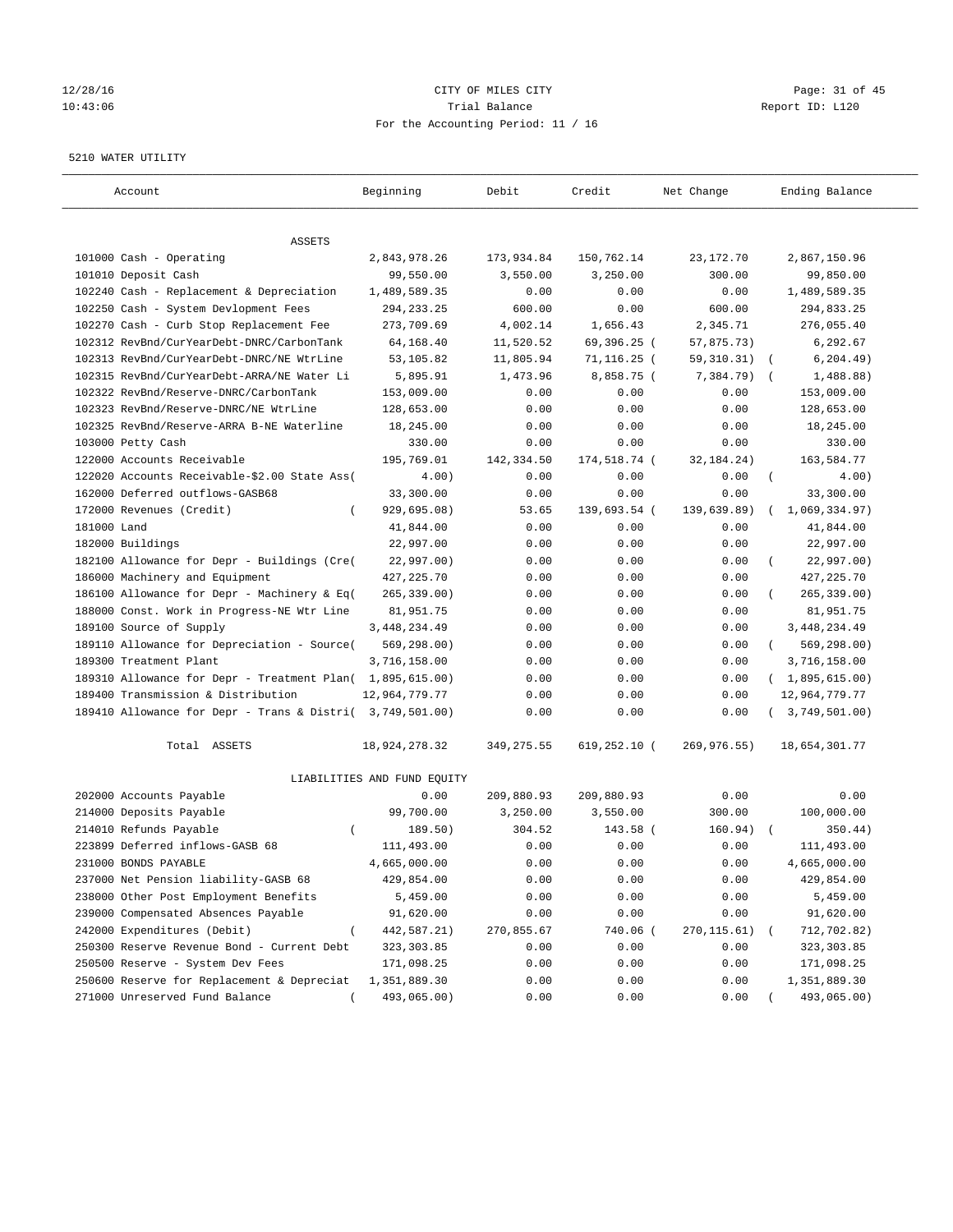12/28/16 CITY OF MILES CITY
10:43:06 Trial Balance Report ID: L120
For the Accounting Period: 11 / 16

5210 WATER UTILITY

| Account | Beginning | Debit | Credit | Net Change | Ending Balance |
|---|---|---|---|---|---|
| **ASSETS** | | | | | |
| 101000 Cash - Operating | 2,843,978.26 | 173,934.84 | 150,762.14 | 23,172.70 | 2,867,150.96 |
| 101010 Deposit Cash | 99,550.00 | 3,550.00 | 3,250.00 | 300.00 | 99,850.00 |
| 102240 Cash - Replacement & Depreciation | 1,489,589.35 | 0.00 | 0.00 | 0.00 | 1,489,589.35 |
| 102250 Cash - System Devlopment Fees | 294,233.25 | 600.00 | 0.00 | 600.00 | 294,833.25 |
| 102270 Cash - Curb Stop Replacement Fee | 273,709.69 | 4,002.14 | 1,656.43 | 2,345.71 | 276,055.40 |
| 102312 RevBnd/CurYearDebt-DNRC/CarbonTank | 64,168.40 | 11,520.52 | 69,396.25 | (57,875.73) | 6,292.67 |
| 102313 RevBnd/CurYearDebt-DNRC/NE WtrLine | 53,105.82 | 11,805.94 | 71,116.25 | (59,310.31) | (6,204.49) |
| 102315 RevBnd/CurYearDebt-ARRA/NE Water Li | 5,895.91 | 1,473.96 | 8,858.75 | (7,384.79) | (1,488.88) |
| 102322 RevBnd/Reserve-DNRC/CarbonTank | 153,009.00 | 0.00 | 0.00 | 0.00 | 153,009.00 |
| 102323 RevBnd/Reserve-DNRC/NE WtrLine | 128,653.00 | 0.00 | 0.00 | 0.00 | 128,653.00 |
| 102325 RevBnd/Reserve-ARRA B-NE Waterline | 18,245.00 | 0.00 | 0.00 | 0.00 | 18,245.00 |
| 103000 Petty Cash | 330.00 | 0.00 | 0.00 | 0.00 | 330.00 |
| 122000 Accounts Receivable | 195,769.01 | 142,334.50 | 174,518.74 | (32,184.24) | 163,584.77 |
| 122020 Accounts Receivable-$2.00 State Ass( | 4.00) | 0.00 | 0.00 | 0.00 | (4.00) |
| 162000 Deferred outflows-GASB68 | 33,300.00 | 0.00 | 0.00 | 0.00 | 33,300.00 |
| 172000 Revenues (Credit) | (929,695.08) | 53.65 | 139,693.54 | (139,639.89) | (1,069,334.97) |
| 181000 Land | 41,844.00 | 0.00 | 0.00 | 0.00 | 41,844.00 |
| 182000 Buildings | 22,997.00 | 0.00 | 0.00 | 0.00 | 22,997.00 |
| 182100 Allowance for Depr - Buildings (Cre( | 22,997.00) | 0.00 | 0.00 | 0.00 | (22,997.00) |
| 186000 Machinery and Equipment | 427,225.70 | 0.00 | 0.00 | 0.00 | 427,225.70 |
| 186100 Allowance for Depr - Machinery & Eq( | 265,339.00) | 0.00 | 0.00 | 0.00 | (265,339.00) |
| 188000 Const. Work in Progress-NE Wtr Line | 81,951.75 | 0.00 | 0.00 | 0.00 | 81,951.75 |
| 189100 Source of Supply | 3,448,234.49 | 0.00 | 0.00 | 0.00 | 3,448,234.49 |
| 189110 Allowance for Depreciation - Source( | 569,298.00) | 0.00 | 0.00 | 0.00 | (569,298.00) |
| 189300 Treatment Plant | 3,716,158.00 | 0.00 | 0.00 | 0.00 | 3,716,158.00 |
| 189310 Allowance for Depr - Treatment Plan( | 1,895,615.00) | 0.00 | 0.00 | 0.00 | (1,895,615.00) |
| 189400 Transmission & Distribution | 12,964,779.77 | 0.00 | 0.00 | 0.00 | 12,964,779.77 |
| 189410 Allowance for Depr - Trans & Distri( | 3,749,501.00) | 0.00 | 0.00 | 0.00 | (3,749,501.00) |
| Total ASSETS | 18,924,278.32 | 349,275.55 | 619,252.10 | (269,976.55) | 18,654,301.77 |
| **LIABILITIES AND FUND EQUITY** | | | | | |
| 202000 Accounts Payable | 0.00 | 209,880.93 | 209,880.93 | 0.00 | 0.00 |
| 214000 Deposits Payable | 99,700.00 | 3,250.00 | 3,550.00 | 300.00 | 100,000.00 |
| 214010 Refunds Payable | (189.50) | 304.52 | 143.58 | (160.94) | (350.44) |
| 223899 Deferred inflows-GASB 68 | 111,493.00 | 0.00 | 0.00 | 0.00 | 111,493.00 |
| 231000 BONDS PAYABLE | 4,665,000.00 | 0.00 | 0.00 | 0.00 | 4,665,000.00 |
| 237000 Net Pension liability-GASB 68 | 429,854.00 | 0.00 | 0.00 | 0.00 | 429,854.00 |
| 238000 Other Post Employment Benefits | 5,459.00 | 0.00 | 0.00 | 0.00 | 5,459.00 |
| 239000 Compensated Absences Payable | 91,620.00 | 0.00 | 0.00 | 0.00 | 91,620.00 |
| 242000 Expenditures (Debit) | (442,587.21) | 270,855.67 | 740.06 | (270,115.61) | (712,702.82) |
| 250300 Reserve Revenue Bond - Current Debt | 323,303.85 | 0.00 | 0.00 | 0.00 | 323,303.85 |
| 250500 Reserve - System Dev Fees | 171,098.25 | 0.00 | 0.00 | 0.00 | 171,098.25 |
| 250600 Reserve for Replacement & Depreciat | 1,351,889.30 | 0.00 | 0.00 | 0.00 | 1,351,889.30 |
| 271000 Unreserved Fund Balance | (493,065.00) | 0.00 | 0.00 | 0.00 | (493,065.00) |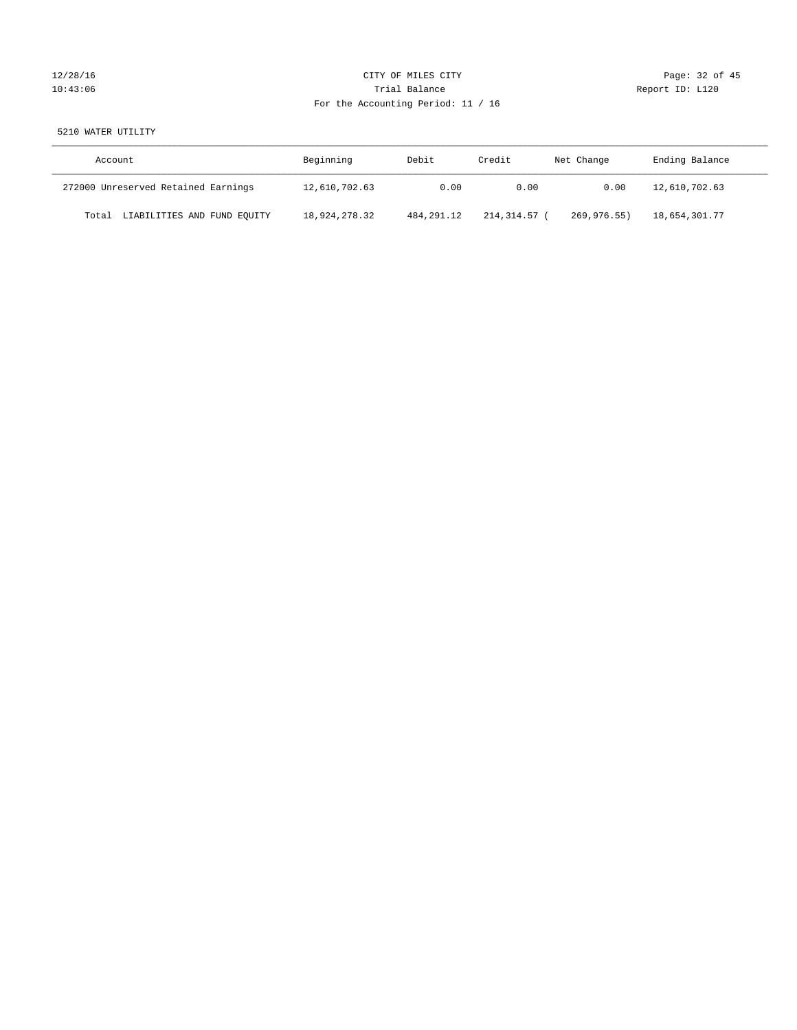CITY OF MILES CITY

Trial Balance

For the Accounting Period: 11 / 16

5210 WATER UTILITY

| Account | Beginning | Debit | Credit | Net Change | Ending Balance |
|---|---|---|---|---|---|
| 272000 Unreserved Retained Earnings | 12,610,702.63 | 0.00 | 0.00 | 0.00 | 12,610,702.63 |
| Total LIABILITIES AND FUND EQUITY | 18,924,278.32 | 484,291.12 | 214,314.57 | ( 269,976.55) | 18,654,301.77 |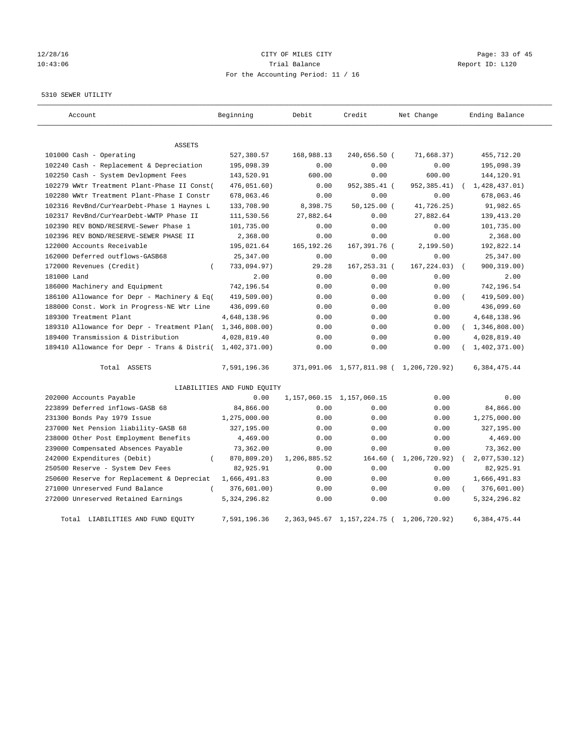12/28/16 CITY OF MILES CITY
10:43:06 Trial Balance Report ID: L120
For the Accounting Period: 11 / 16

5310 SEWER UTILITY

| Account | Beginning | Debit | Credit | Net Change | Ending Balance |
|---|---|---|---|---|---|
| ASSETS | | | | | |
| 101000 Cash - Operating | 527,380.57 | 168,988.13 | 240,656.50 | ( 71,668.37) | 455,712.20 |
| 102240 Cash - Replacement & Depreciation | 195,098.39 | 0.00 | 0.00 | 0.00 | 195,098.39 |
| 102250 Cash - System Devlopment Fees | 143,520.91 | 600.00 | 0.00 | 600.00 | 144,120.91 |
| 102279 WWtr Treatment Plant-Phase II Const( | 476,051.60) | 0.00 | 952,385.41 | ( 952,385.41) | ( 1,428,437.01) |
| 102280 WWtr Treatment Plant-Phase I Constr | 678,063.46 | 0.00 | 0.00 | 0.00 | 678,063.46 |
| 102316 RevBnd/CurYearDebt-Phase 1 Haynes L | 133,708.90 | 8,398.75 | 50,125.00 | ( 41,726.25) | 91,982.65 |
| 102317 RevBnd/CurYearDebt-WWTP Phase II | 111,530.56 | 27,882.64 | 0.00 | 27,882.64 | 139,413.20 |
| 102390 REV BOND/RESERVE-Sewer Phase 1 | 101,735.00 | 0.00 | 0.00 | 0.00 | 101,735.00 |
| 102396 REV BOND/RESERVE-SEWER PHASE II | 2,368.00 | 0.00 | 0.00 | 0.00 | 2,368.00 |
| 122000 Accounts Receivable | 195,021.64 | 165,192.26 | 167,391.76 | ( 2,199.50) | 192,822.14 |
| 162000 Deferred outflows-GASB68 | 25,347.00 | 0.00 | 0.00 | 0.00 | 25,347.00 |
| 172000 Revenues (Credit) | ( 733,094.97) | 29.28 | 167,253.31 | ( 167,224.03) | ( 900,319.00) |
| 181000 Land | 2.00 | 0.00 | 0.00 | 0.00 | 2.00 |
| 186000 Machinery and Equipment | 742,196.54 | 0.00 | 0.00 | 0.00 | 742,196.54 |
| 186100 Allowance for Depr - Machinery & Eq( | 419,509.00) | 0.00 | 0.00 | 0.00 | ( 419,509.00) |
| 188000 Const. Work in Progress-NE Wtr Line | 436,099.60 | 0.00 | 0.00 | 0.00 | 436,099.60 |
| 189300 Treatment Plant | 4,648,138.96 | 0.00 | 0.00 | 0.00 | 4,648,138.96 |
| 189310 Allowance for Depr - Treatment Plan( | 1,346,808.00) | 0.00 | 0.00 | 0.00 | ( 1,346,808.00) |
| 189400 Transmission & Distribution | 4,028,819.40 | 0.00 | 0.00 | 0.00 | 4,028,819.40 |
| 189410 Allowance for Depr - Trans & Distri( | 1,402,371.00) | 0.00 | 0.00 | 0.00 | ( 1,402,371.00) |
| Total ASSETS | 7,591,196.36 | 371,091.06 | 1,577,811.98 | ( 1,206,720.92) | 6,384,475.44 |
| LIABILITIES AND FUND EQUITY | | | | | |
| 202000 Accounts Payable | 0.00 | 1,157,060.15 | 1,157,060.15 | 0.00 | 0.00 |
| 223899 Deferred inflows-GASB 68 | 84,866.00 | 0.00 | 0.00 | 0.00 | 84,866.00 |
| 231300 Bonds Pay 1979 Issue | 1,275,000.00 | 0.00 | 0.00 | 0.00 | 1,275,000.00 |
| 237000 Net Pension liability-GASB 68 | 327,195.00 | 0.00 | 0.00 | 0.00 | 327,195.00 |
| 238000 Other Post Employment Benefits | 4,469.00 | 0.00 | 0.00 | 0.00 | 4,469.00 |
| 239000 Compensated Absences Payable | 73,362.00 | 0.00 | 0.00 | 0.00 | 73,362.00 |
| 242000 Expenditures (Debit) | ( 870,809.20) | 1,206,885.52 | 164.60 | ( 1,206,720.92) | ( 2,077,530.12) |
| 250500 Reserve - System Dev Fees | 82,925.91 | 0.00 | 0.00 | 0.00 | 82,925.91 |
| 250600 Reserve for Replacement & Depreciat | 1,666,491.83 | 0.00 | 0.00 | 0.00 | 1,666,491.83 |
| 271000 Unreserved Fund Balance | ( 376,601.00) | 0.00 | 0.00 | 0.00 | ( 376,601.00) |
| 272000 Unreserved Retained Earnings | 5,324,296.82 | 0.00 | 0.00 | 0.00 | 5,324,296.82 |
| Total LIABILITIES AND FUND EQUITY | 7,591,196.36 | 2,363,945.67 | 1,157,224.75 | ( 1,206,720.92) | 6,384,475.44 |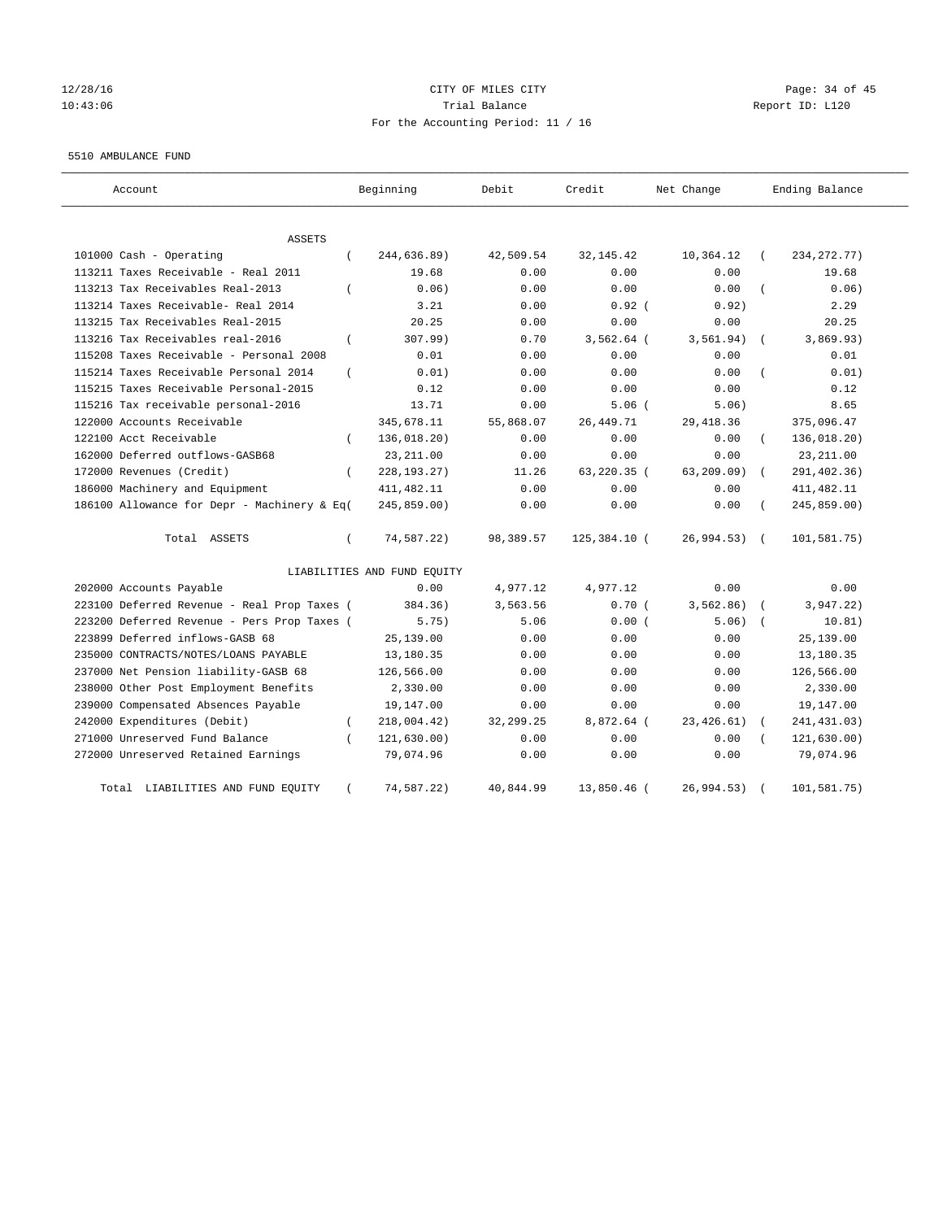12/28/16 CITY OF MILES CITY
10:43:06 Trial Balance Report ID: L120
For the Accounting Period: 11 / 16

5510 AMBULANCE FUND

| Account | Beginning | Debit | Credit | Net Change | Ending Balance |
|---|---|---|---|---|---|
| ASSETS | | | | | |
| 101000 Cash - Operating | ( 244,636.89) | 42,509.54 | 32,145.42 | 10,364.12 | ( 234,272.77) |
| 113211 Taxes Receivable - Real 2011 | 19.68 | 0.00 | 0.00 | 0.00 | 19.68 |
| 113213 Tax Receivables Real-2013 | ( 0.06) | 0.00 | 0.00 | 0.00 | ( 0.06) |
| 113214 Taxes Receivable- Real 2014 | 3.21 | 0.00 | 0.92 | ( 0.92) | 2.29 |
| 113215 Tax Receivables Real-2015 | 20.25 | 0.00 | 0.00 | 0.00 | 20.25 |
| 113216 Tax Receivables real-2016 | ( 307.99) | 0.70 | 3,562.64 | ( 3,561.94) | ( 3,869.93) |
| 115208 Taxes Receivable - Personal 2008 | 0.01 | 0.00 | 0.00 | 0.00 | 0.01 |
| 115214 Taxes Receivable Personal 2014 | ( 0.01) | 0.00 | 0.00 | 0.00 | ( 0.01) |
| 115215 Taxes Receivable Personal-2015 | 0.12 | 0.00 | 0.00 | 0.00 | 0.12 |
| 115216 Tax receivable personal-2016 | 13.71 | 0.00 | 5.06 | ( 5.06) | 8.65 |
| 122000 Accounts Receivable | 345,678.11 | 55,868.07 | 26,449.71 | 29,418.36 | 375,096.47 |
| 122100 Acct Receivable | ( 136,018.20) | 0.00 | 0.00 | 0.00 | ( 136,018.20) |
| 162000 Deferred outflows-GASB68 | 23,211.00 | 0.00 | 0.00 | 0.00 | 23,211.00 |
| 172000 Revenues (Credit) | ( 228,193.27) | 11.26 | 63,220.35 | ( 63,209.09) | ( 291,402.36) |
| 186000 Machinery and Equipment | 411,482.11 | 0.00 | 0.00 | 0.00 | 411,482.11 |
| 186100 Allowance for Depr - Machinery & Eq | ( 245,859.00) | 0.00 | 0.00 | 0.00 | ( 245,859.00) |
| Total ASSETS | ( 74,587.22) | 98,389.57 | 125,384.10 | ( 26,994.53) | ( 101,581.75) |
| LIABILITIES AND FUND EQUITY | | | | | |
| 202000 Accounts Payable | 0.00 | 4,977.12 | 4,977.12 | 0.00 | 0.00 |
| 223100 Deferred Revenue - Real Prop Taxes | ( 384.36) | 3,563.56 | 0.70 | ( 3,562.86) | ( 3,947.22) |
| 223200 Deferred Revenue - Pers Prop Taxes | ( 5.75) | 5.06 | 0.00 | ( 5.06) | ( 10.81) |
| 223899 Deferred inflows-GASB 68 | 25,139.00 | 0.00 | 0.00 | 0.00 | 25,139.00 |
| 235000 CONTRACTS/NOTES/LOANS PAYABLE | 13,180.35 | 0.00 | 0.00 | 0.00 | 13,180.35 |
| 237000 Net Pension liability-GASB 68 | 126,566.00 | 0.00 | 0.00 | 0.00 | 126,566.00 |
| 238000 Other Post Employment Benefits | 2,330.00 | 0.00 | 0.00 | 0.00 | 2,330.00 |
| 239000 Compensated Absences Payable | 19,147.00 | 0.00 | 0.00 | 0.00 | 19,147.00 |
| 242000 Expenditures (Debit) | ( 218,004.42) | 32,299.25 | 8,872.64 | ( 23,426.61) | ( 241,431.03) |
| 271000 Unreserved Fund Balance | ( 121,630.00) | 0.00 | 0.00 | 0.00 | ( 121,630.00) |
| 272000 Unreserved Retained Earnings | 79,074.96 | 0.00 | 0.00 | 0.00 | 79,074.96 |
| Total LIABILITIES AND FUND EQUITY | ( 74,587.22) | 40,844.99 | 13,850.46 | ( 26,994.53) | ( 101,581.75) |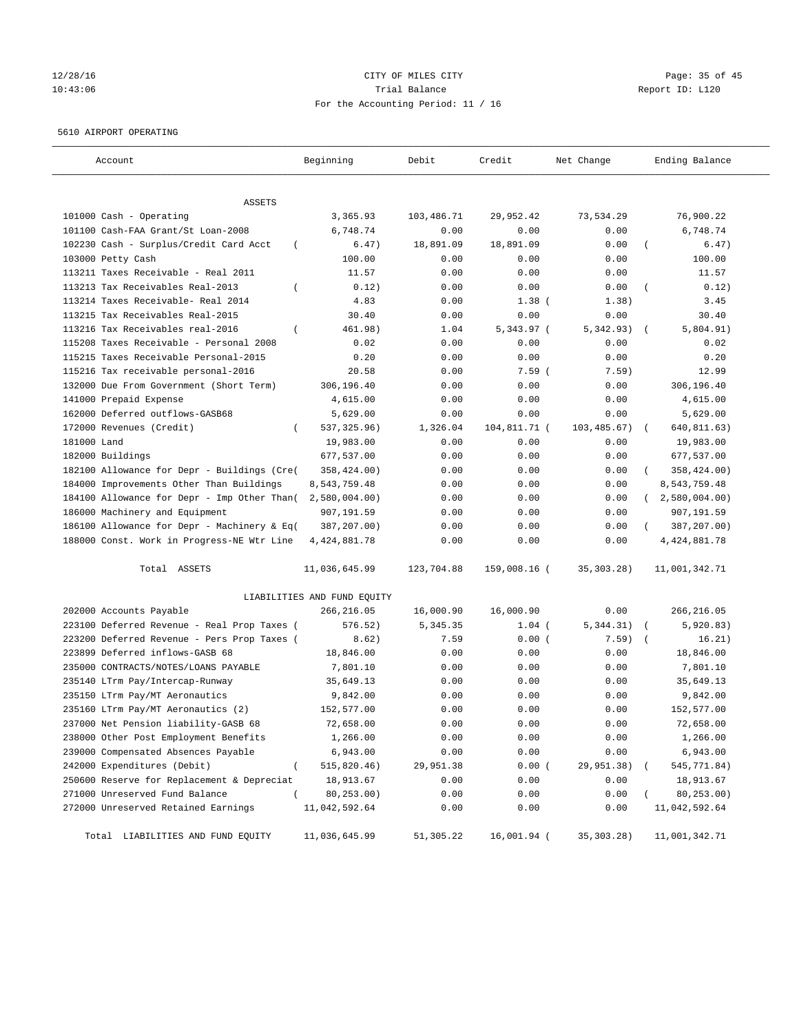CITY OF MILES CITY

Trial Balance

For the Accounting Period: 11 / 16

5610 AIRPORT OPERATING

| Account | Beginning | Debit | Credit | Net Change | Ending Balance |
|---|---|---|---|---|---|
| ASSETS | | | | | |
| 101000 Cash - Operating | 3,365.93 | 103,486.71 | 29,952.42 | 73,534.29 | 76,900.22 |
| 101100 Cash-FAA Grant/St Loan-2008 | 6,748.74 | 0.00 | 0.00 | 0.00 | 6,748.74 |
| 102230 Cash - Surplus/Credit Card Acct | ( 6.47) | 18,891.09 | 18,891.09 | 0.00 | ( 6.47) |
| 103000 Petty Cash | 100.00 | 0.00 | 0.00 | 0.00 | 100.00 |
| 113211 Taxes Receivable - Real 2011 | 11.57 | 0.00 | 0.00 | 0.00 | 11.57 |
| 113213 Tax Receivables Real-2013 | ( 0.12) | 0.00 | 0.00 | 0.00 | ( 0.12) |
| 113214 Taxes Receivable- Real 2014 | 4.83 | 0.00 | 1.38 | ( 1.38) | 3.45 |
| 113215 Tax Receivables Real-2015 | 30.40 | 0.00 | 0.00 | 0.00 | 30.40 |
| 113216 Tax Receivables real-2016 | ( 461.98) | 1.04 | 5,343.97 | ( 5,342.93) | ( 5,804.91) |
| 115208 Taxes Receivable - Personal 2008 | 0.02 | 0.00 | 0.00 | 0.00 | 0.02 |
| 115215 Taxes Receivable Personal-2015 | 0.20 | 0.00 | 0.00 | 0.00 | 0.20 |
| 115216 Tax receivable personal-2016 | 20.58 | 0.00 | 7.59 | ( 7.59) | 12.99 |
| 132000 Due From Government (Short Term) | 306,196.40 | 0.00 | 0.00 | 0.00 | 306,196.40 |
| 141000 Prepaid Expense | 4,615.00 | 0.00 | 0.00 | 0.00 | 4,615.00 |
| 162000 Deferred outflows-GASB68 | 5,629.00 | 0.00 | 0.00 | 0.00 | 5,629.00 |
| 172000 Revenues (Credit) | ( 537,325.96) | 1,326.04 | 104,811.71 | ( 103,485.67) | ( 640,811.63) |
| 181000 Land | 19,983.00 | 0.00 | 0.00 | 0.00 | 19,983.00 |
| 182000 Buildings | 677,537.00 | 0.00 | 0.00 | 0.00 | 677,537.00 |
| 182100 Allowance for Depr - Buildings (Cre( | 358,424.00) | 0.00 | 0.00 | 0.00 | ( 358,424.00) |
| 184000 Improvements Other Than Buildings | 8,543,759.48 | 0.00 | 0.00 | 0.00 | 8,543,759.48 |
| 184100 Allowance for Depr - Imp Other Than( | 2,580,004.00) | 0.00 | 0.00 | 0.00 | ( 2,580,004.00) |
| 186000 Machinery and Equipment | 907,191.59 | 0.00 | 0.00 | 0.00 | 907,191.59 |
| 186100 Allowance for Depr - Machinery & Eq( | 387,207.00) | 0.00 | 0.00 | 0.00 | ( 387,207.00) |
| 188000 Const. Work in Progress-NE Wtr Line | 4,424,881.78 | 0.00 | 0.00 | 0.00 | 4,424,881.78 |
| Total ASSETS | 11,036,645.99 | 123,704.88 | 159,008.16 | ( 35,303.28) | 11,001,342.71 |
| LIABILITIES AND FUND EQUITY | | | | | |
| 202000 Accounts Payable | 266,216.05 | 16,000.90 | 16,000.90 | 0.00 | 266,216.05 |
| 223100 Deferred Revenue - Real Prop Taxes ( | 576.52) | 5,345.35 | 1.04 | ( 5,344.31) | ( 5,920.83) |
| 223200 Deferred Revenue - Pers Prop Taxes ( | 8.62) | 7.59 | 0.00 | ( 7.59) | ( 16.21) |
| 223899 Deferred inflows-GASB 68 | 18,846.00 | 0.00 | 0.00 | 0.00 | 18,846.00 |
| 235000 CONTRACTS/NOTES/LOANS PAYABLE | 7,801.10 | 0.00 | 0.00 | 0.00 | 7,801.10 |
| 235140 LTrm Pay/Intercap-Runway | 35,649.13 | 0.00 | 0.00 | 0.00 | 35,649.13 |
| 235150 LTrm Pay/MT Aeronautics | 9,842.00 | 0.00 | 0.00 | 0.00 | 9,842.00 |
| 235160 LTrm Pay/MT Aeronautics (2) | 152,577.00 | 0.00 | 0.00 | 0.00 | 152,577.00 |
| 237000 Net Pension liability-GASB 68 | 72,658.00 | 0.00 | 0.00 | 0.00 | 72,658.00 |
| 238000 Other Post Employment Benefits | 1,266.00 | 0.00 | 0.00 | 0.00 | 1,266.00 |
| 239000 Compensated Absences Payable | 6,943.00 | 0.00 | 0.00 | 0.00 | 6,943.00 |
| 242000 Expenditures (Debit) | ( 515,820.46) | 29,951.38 | 0.00 | ( 29,951.38) | ( 545,771.84) |
| 250600 Reserve for Replacement & Depreciat | 18,913.67 | 0.00 | 0.00 | 0.00 | 18,913.67 |
| 271000 Unreserved Fund Balance | ( 80,253.00) | 0.00 | 0.00 | 0.00 | ( 80,253.00) |
| 272000 Unreserved Retained Earnings | 11,042,592.64 | 0.00 | 0.00 | 0.00 | 11,042,592.64 |
| Total LIABILITIES AND FUND EQUITY | 11,036,645.99 | 51,305.22 | 16,001.94 | ( 35,303.28) | 11,001,342.71 |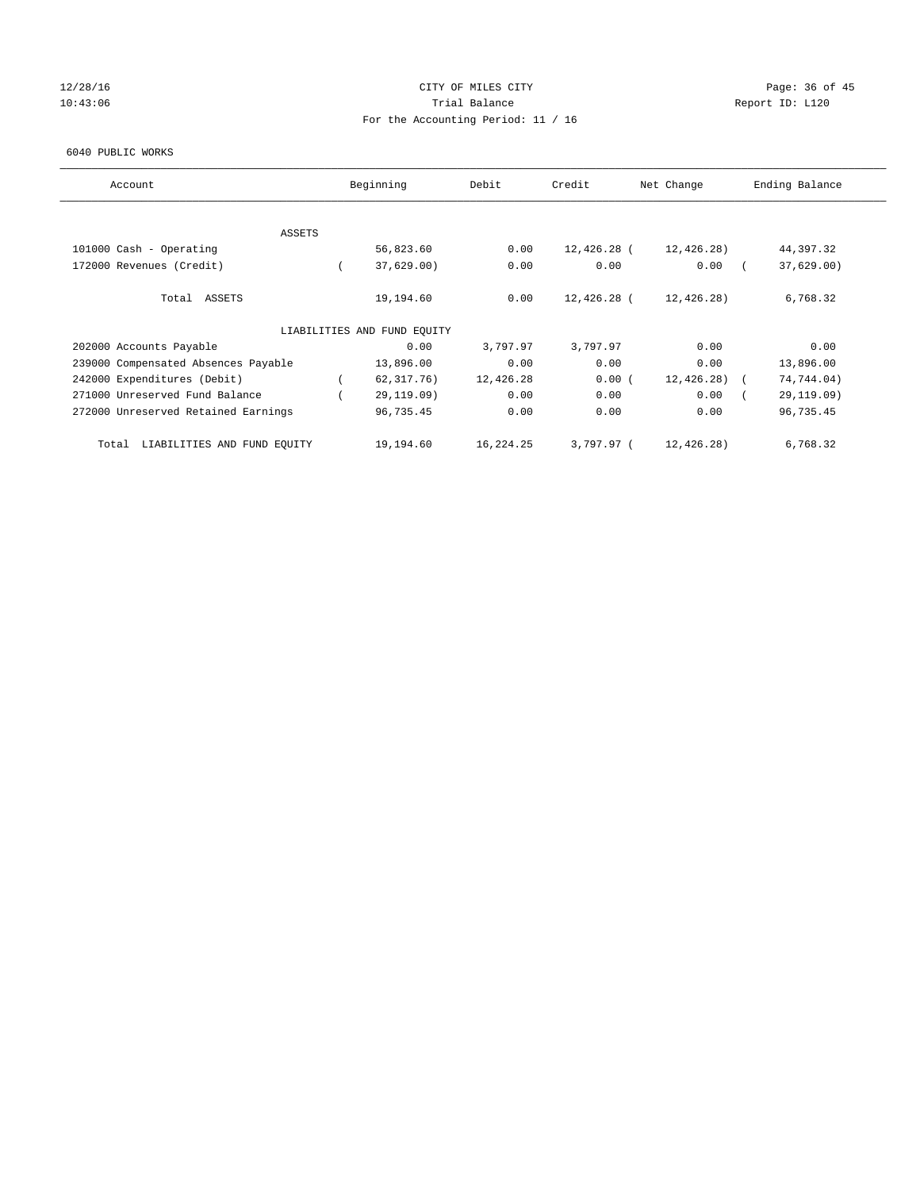# CITY OF MILES CITY

## Trial Balance

For the Accounting Period: 11 / 16

12/28/16
10:43:06

Report ID: L120

6040 PUBLIC WORKS

| Account | Beginning | Debit | Credit | Net Change | Ending Balance |
|---|---|---|---|---|---|
| ASSETS | | | | | |
| 101000 Cash - Operating | 56,823.60 | 0.00 | 12,426.28 | ( 12,426.28) | 44,397.32 |
| 172000 Revenues (Credit) | ( 37,629.00) | 0.00 | 0.00 | 0.00 | ( 37,629.00) |
| Total ASSETS | 19,194.60 | 0.00 | 12,426.28 | ( 12,426.28) | 6,768.32 |
| LIABILITIES AND FUND EQUITY | | | | | |
| 202000 Accounts Payable | 0.00 | 3,797.97 | 3,797.97 | 0.00 | 0.00 |
| 239000 Compensated Absences Payable | 13,896.00 | 0.00 | 0.00 | 0.00 | 13,896.00 |
| 242000 Expenditures (Debit) | ( 62,317.76) | 12,426.28 | 0.00 | ( 12,426.28) | ( 74,744.04) |
| 271000 Unreserved Fund Balance | ( 29,119.09) | 0.00 | 0.00 | 0.00 | ( 29,119.09) |
| 272000 Unreserved Retained Earnings | 96,735.45 | 0.00 | 0.00 | 0.00 | 96,735.45 |
| Total LIABILITIES AND FUND EQUITY | 19,194.60 | 16,224.25 | 3,797.97 | ( 12,426.28) | 6,768.32 |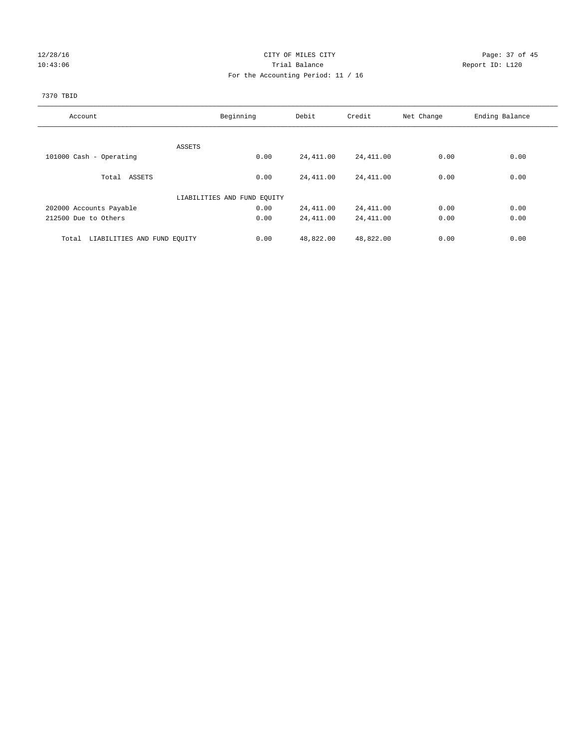CITY OF MILES CITY

Trial Balance

For the Accounting Period: 11 / 16

12/28/16
10:43:06

Report ID: L120

7370 TBID

| Account | Beginning | Debit | Credit | Net Change | Ending Balance |
|---|---|---|---|---|---|
| ASSETS | | | | | |
| 101000 Cash - Operating | 0.00 | 24,411.00 | 24,411.00 | 0.00 | 0.00 |
| Total ASSETS | 0.00 | 24,411.00 | 24,411.00 | 0.00 | 0.00 |
| LIABILITIES AND FUND EQUITY | | | | | |
| 202000 Accounts Payable | 0.00 | 24,411.00 | 24,411.00 | 0.00 | 0.00 |
| 212500 Due to Others | 0.00 | 24,411.00 | 24,411.00 | 0.00 | 0.00 |
| Total LIABILITIES AND FUND EQUITY | 0.00 | 48,822.00 | 48,822.00 | 0.00 | 0.00 |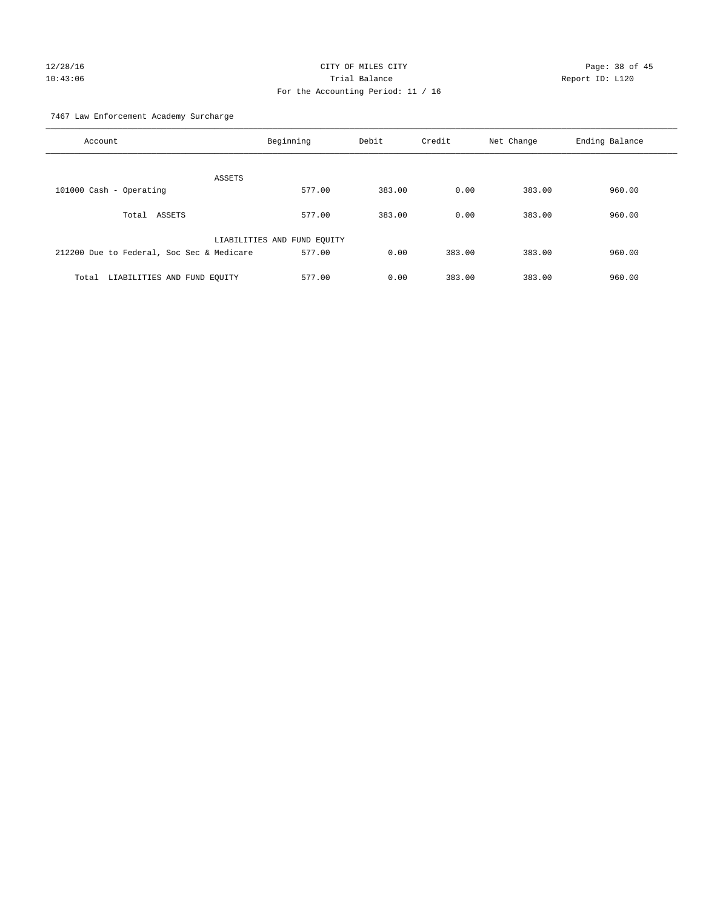CITY OF MILES CITY

Trial Balance

For the Accounting Period: 11 / 16

7467 Law Enforcement Academy Surcharge

| Account | Beginning | Debit | Credit | Net Change | Ending Balance |
|---|---|---|---|---|---|
| ASSETS | | | | | |
| 101000 Cash - Operating | 577.00 | 383.00 | 0.00 | 383.00 | 960.00 |
| Total ASSETS | 577.00 | 383.00 | 0.00 | 383.00 | 960.00 |
| LIABILITIES AND FUND EQUITY | | | | | |
| 212200 Due to Federal, Soc Sec & Medicare | 577.00 | 0.00 | 383.00 | 383.00 | 960.00 |
| Total LIABILITIES AND FUND EQUITY | 577.00 | 0.00 | 383.00 | 383.00 | 960.00 |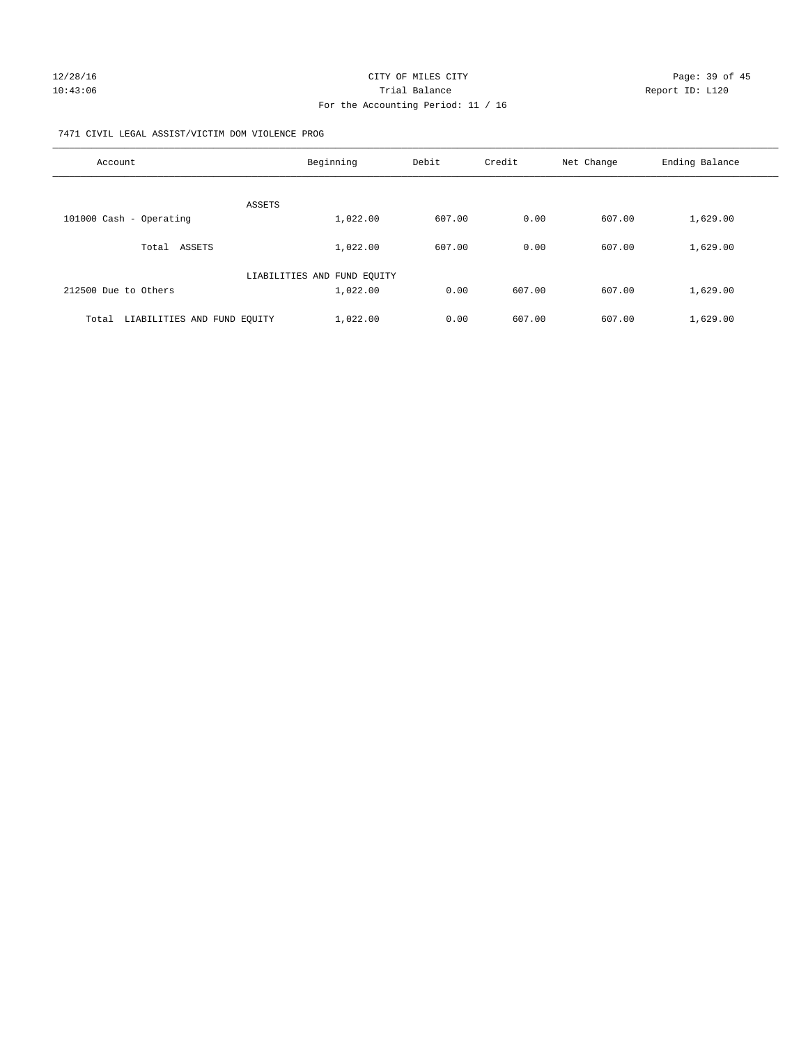CITY OF MILES CITY

Trial Balance

For the Accounting Period: 11 / 16

12/28/16 10:43:06 Report ID: L120

7471 CIVIL LEGAL ASSIST/VICTIM DOM VIOLENCE PROG

| Account | Beginning | Debit | Credit | Net Change | Ending Balance |
|---|---|---|---|---|---|
| ASSETS | | | | | |
| 101000 Cash - Operating | 1,022.00 | 607.00 | 0.00 | 607.00 | 1,629.00 |
| Total ASSETS | 1,022.00 | 607.00 | 0.00 | 607.00 | 1,629.00 |
| LIABILITIES AND FUND EQUITY | | | | | |
| 212500 Due to Others | 1,022.00 | 0.00 | 607.00 | 607.00 | 1,629.00 |
| Total LIABILITIES AND FUND EQUITY | 1,022.00 | 0.00 | 607.00 | 607.00 | 1,629.00 |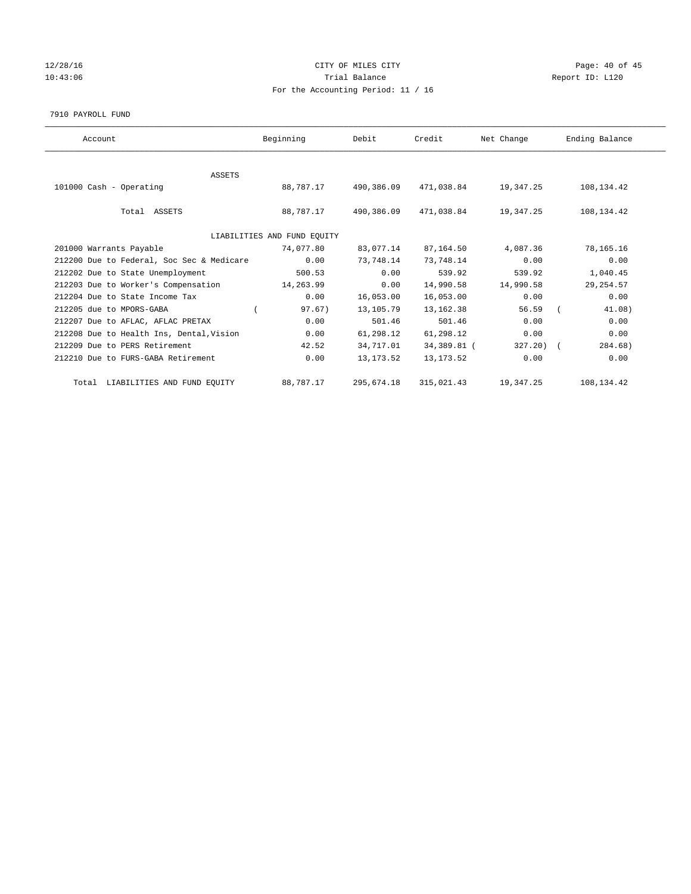CITY OF MILES CITY

Trial Balance

For the Accounting Period: 11 / 16

12/28/16
10:43:06

Report ID: L120

7910 PAYROLL FUND

| Account | Beginning | Debit | Credit | Net Change | Ending Balance |
|---|---|---|---|---|---|
| ASSETS | | | | | |
| 101000 Cash - Operating | 88,787.17 | 490,386.09 | 471,038.84 | 19,347.25 | 108,134.42 |
| Total ASSETS | 88,787.17 | 490,386.09 | 471,038.84 | 19,347.25 | 108,134.42 |
| LIABILITIES AND FUND EQUITY | | | | | |
| 201000 Warrants Payable | 74,077.80 | 83,077.14 | 87,164.50 | 4,087.36 | 78,165.16 |
| 212200 Due to Federal, Soc Sec & Medicare | 0.00 | 73,748.14 | 73,748.14 | 0.00 | 0.00 |
| 212202 Due to State Unemployment | 500.53 | 0.00 | 539.92 | 539.92 | 1,040.45 |
| 212203 Due to Worker's Compensation | 14,263.99 | 0.00 | 14,990.58 | 14,990.58 | 29,254.57 |
| 212204 Due to State Income Tax | 0.00 | 16,053.00 | 16,053.00 | 0.00 | 0.00 |
| 212205 due to MPORS-GABA | ( 97.67) | 13,105.79 | 13,162.38 | 56.59 | ( 41.08) |
| 212207 Due to AFLAC, AFLAC PRETAX | 0.00 | 501.46 | 501.46 | 0.00 | 0.00 |
| 212208 Due to Health Ins, Dental,Vision | 0.00 | 61,298.12 | 61,298.12 | 0.00 | 0.00 |
| 212209 Due to PERS Retirement | 42.52 | 34,717.01 | 34,389.81 | ( 327.20) | ( 284.68) |
| 212210 Due to FURS-GABA Retirement | 0.00 | 13,173.52 | 13,173.52 | 0.00 | 0.00 |
| Total LIABILITIES AND FUND EQUITY | 88,787.17 | 295,674.18 | 315,021.43 | 19,347.25 | 108,134.42 |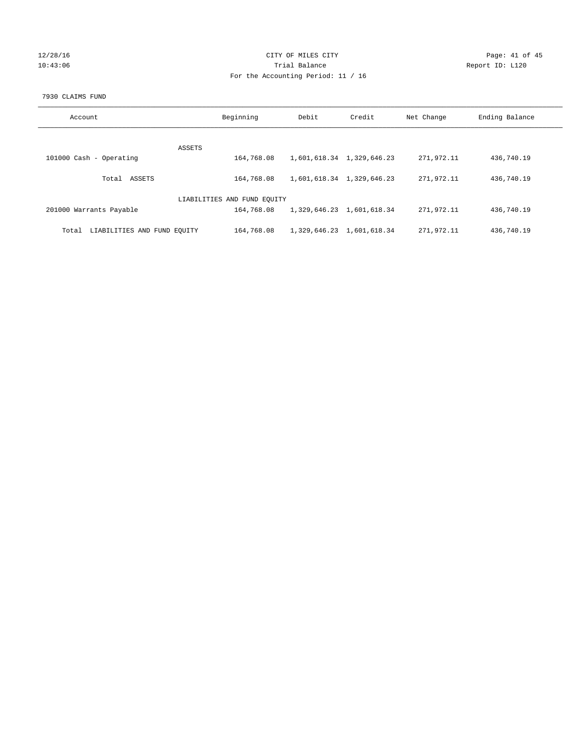CITY OF MILES CITY

Trial Balance

For the Accounting Period: 11 / 16

12/28/16 10:43:06 Report ID: L120

7930 CLAIMS FUND

| Account | Beginning | Debit | Credit | Net Change | Ending Balance |
|---|---|---|---|---|---|
| ASSETS | | | | | |
| 101000 Cash - Operating | 164,768.08 | 1,601,618.34 | 1,329,646.23 | 271,972.11 | 436,740.19 |
| Total ASSETS | 164,768.08 | 1,601,618.34 | 1,329,646.23 | 271,972.11 | 436,740.19 |
| LIABILITIES AND FUND EQUITY | | | | | |
| 201000 Warrants Payable | 164,768.08 | 1,329,646.23 | 1,601,618.34 | 271,972.11 | 436,740.19 |
| Total LIABILITIES AND FUND EQUITY | 164,768.08 | 1,329,646.23 | 1,601,618.34 | 271,972.11 | 436,740.19 |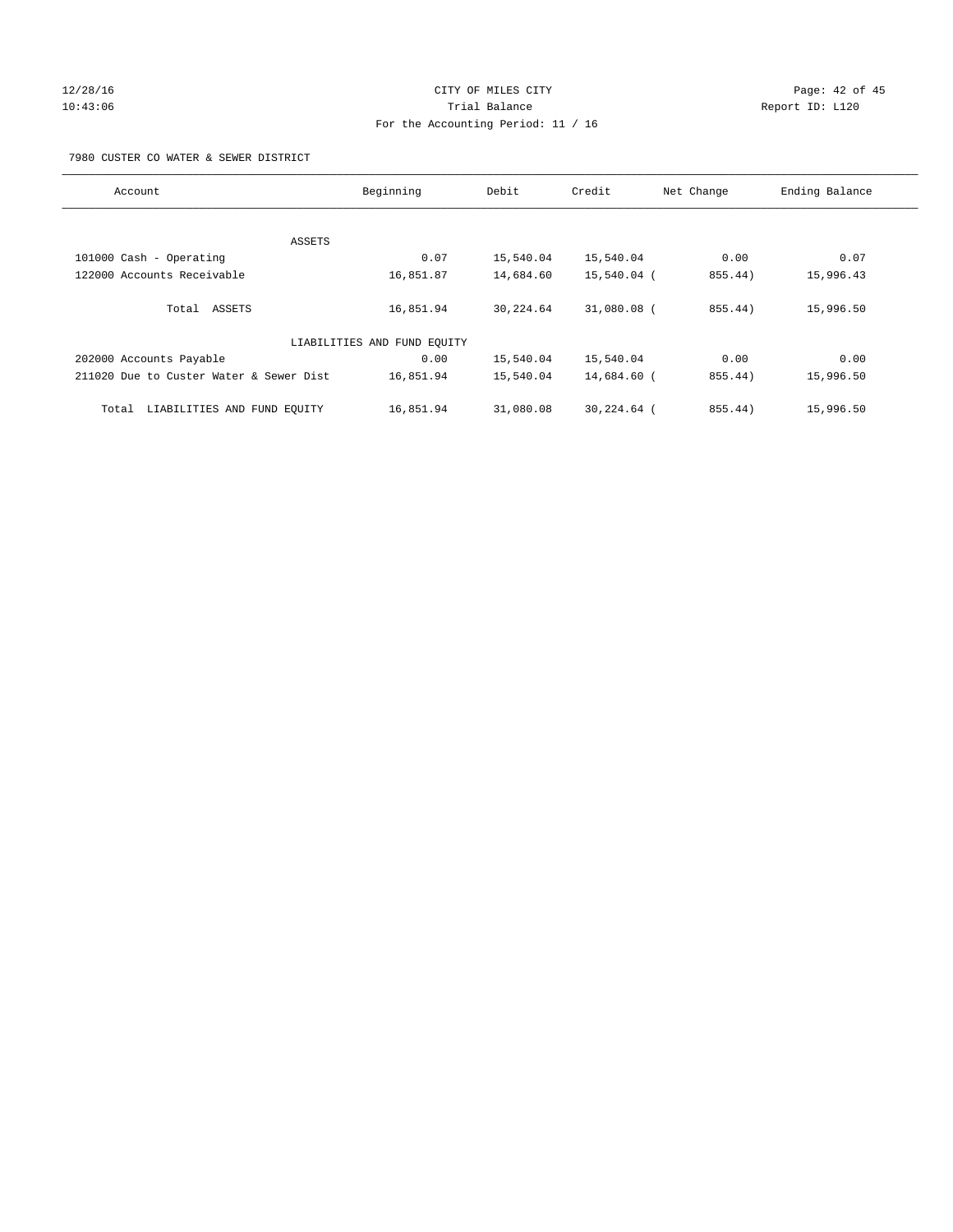CITY OF MILES CITY

Trial Balance

For the Accounting Period: 11 / 16

7980 CUSTER CO WATER & SEWER DISTRICT

| Account | Beginning | Debit | Credit | Net Change | Ending Balance |
|---|---|---|---|---|---|
| ASSETS | | | | | |
| 101000 Cash - Operating | 0.07 | 15,540.04 | 15,540.04 | 0.00 | 0.07 |
| 122000 Accounts Receivable | 16,851.87 | 14,684.60 | 15,540.04 | ( 855.44) | 15,996.43 |
| Total ASSETS | 16,851.94 | 30,224.64 | 31,080.08 | ( 855.44) | 15,996.50 |
| LIABILITIES AND FUND EQUITY | | | | | |
| 202000 Accounts Payable | 0.00 | 15,540.04 | 15,540.04 | 0.00 | 0.00 |
| 211020 Due to Custer Water & Sewer Dist | 16,851.94 | 15,540.04 | 14,684.60 | ( 855.44) | 15,996.50 |
| Total LIABILITIES AND FUND EQUITY | 16,851.94 | 31,080.08 | 30,224.64 | ( 855.44) | 15,996.50 |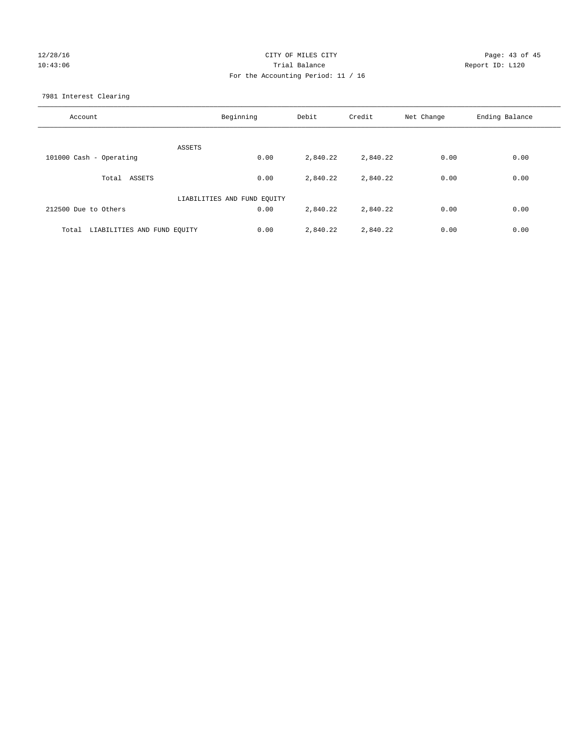# CITY OF MILES CITY

## Trial Balance

For the Accounting Period: 11 / 16

7981 Interest Clearing

| Account | Beginning | Debit | Credit | Net Change | Ending Balance |
|---|---|---|---|---|---|
| ASSETS | | | | | |
| 101000 Cash - Operating | 0.00 | 2,840.22 | 2,840.22 | 0.00 | 0.00 |
| Total ASSETS | 0.00 | 2,840.22 | 2,840.22 | 0.00 | 0.00 |
| LIABILITIES AND FUND EQUITY | | | | | |
| 212500 Due to Others | 0.00 | 2,840.22 | 2,840.22 | 0.00 | 0.00 |
| Total LIABILITIES AND FUND EQUITY | 0.00 | 2,840.22 | 2,840.22 | 0.00 | 0.00 |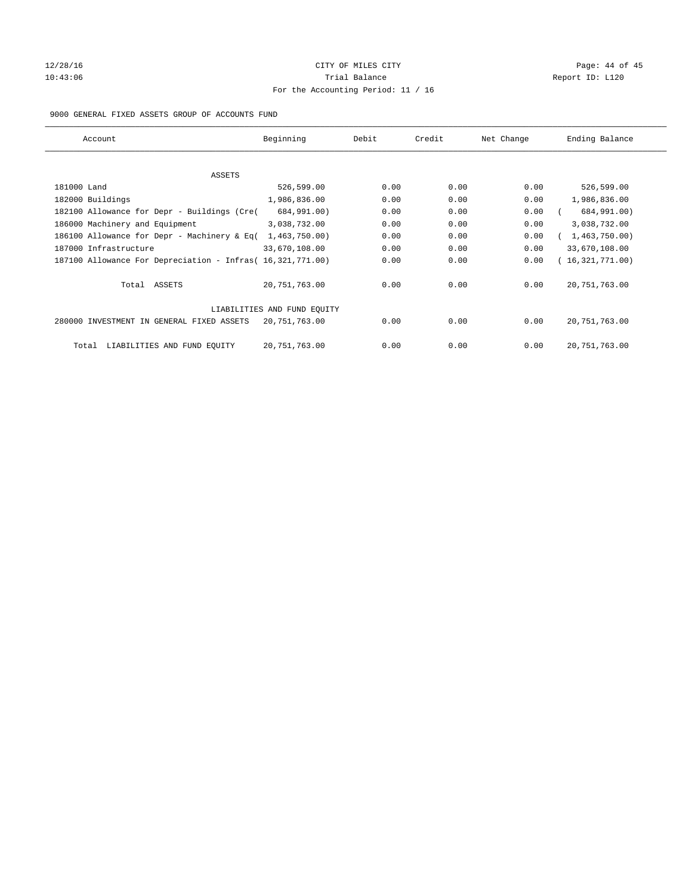CITY OF MILES CITY

Trial Balance

For the Accounting Period: 11 / 16

9000 GENERAL FIXED ASSETS GROUP OF ACCOUNTS FUND

| Account | Beginning | Debit | Credit | Net Change | Ending Balance |
|---|---|---|---|---|---|
| ASSETS | | | | | |
| 181000 Land | 526,599.00 | 0.00 | 0.00 | 0.00 | 526,599.00 |
| 182000 Buildings | 1,986,836.00 | 0.00 | 0.00 | 0.00 | 1,986,836.00 |
| 182100 Allowance for Depr - Buildings (Cre( | 684,991.00) | 0.00 | 0.00 | 0.00 | ( 684,991.00) |
| 186000 Machinery and Equipment | 3,038,732.00 | 0.00 | 0.00 | 0.00 | 3,038,732.00 |
| 186100 Allowance for Depr - Machinery & Eq( | 1,463,750.00) | 0.00 | 0.00 | 0.00 | ( 1,463,750.00) |
| 187000 Infrastructure | 33,670,108.00 | 0.00 | 0.00 | 0.00 | 33,670,108.00 |
| 187100 Allowance For Depreciation - Infras( | 16,321,771.00) | 0.00 | 0.00 | 0.00 | ( 16,321,771.00) |
| Total ASSETS | 20,751,763.00 | 0.00 | 0.00 | 0.00 | 20,751,763.00 |
| LIABILITIES AND FUND EQUITY | | | | | |
| 280000 INVESTMENT IN GENERAL FIXED ASSETS | 20,751,763.00 | 0.00 | 0.00 | 0.00 | 20,751,763.00 |
| Total LIABILITIES AND FUND EQUITY | 20,751,763.00 | 0.00 | 0.00 | 0.00 | 20,751,763.00 |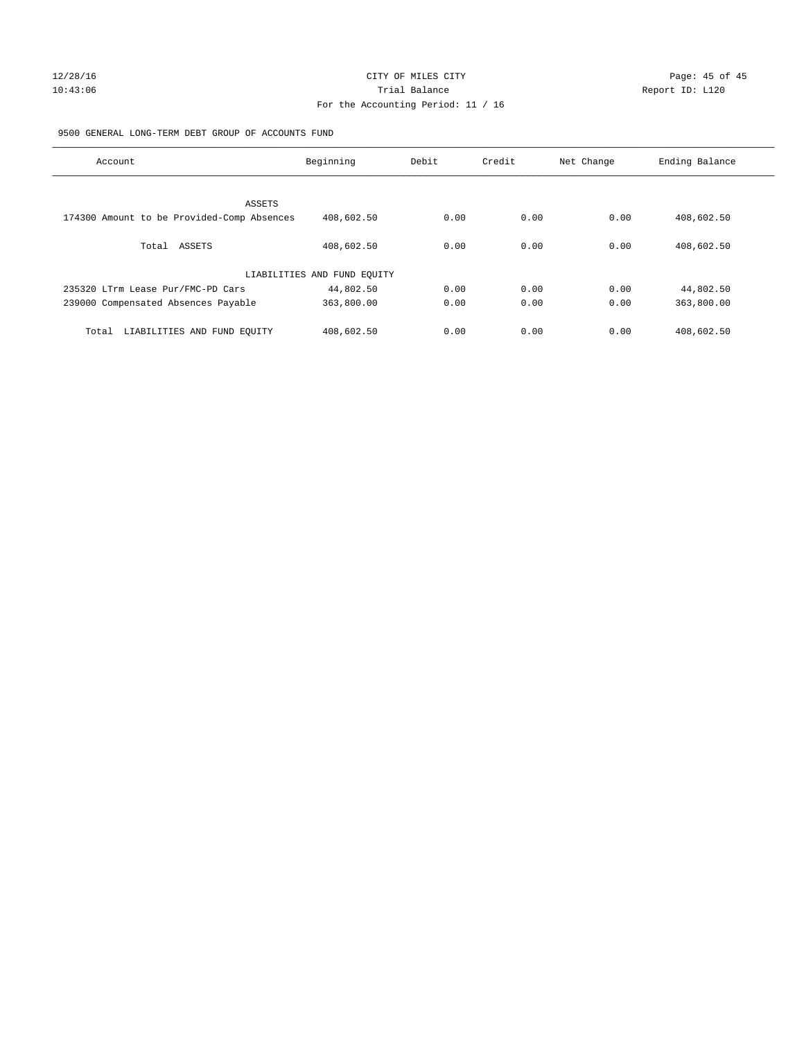CITY OF MILES CITY
Trial Balance
For the Accounting Period: 11 / 16

12/28/16
10:43:06

Report ID: L120

9500 GENERAL LONG-TERM DEBT GROUP OF ACCOUNTS FUND

| Account | Beginning | Debit | Credit | Net Change | Ending Balance |
|---|---|---|---|---|---|
| ASSETS | | | | | |
| 174300 Amount to be Provided-Comp Absences | 408,602.50 | 0.00 | 0.00 | 0.00 | 408,602.50 |
| Total ASSETS | 408,602.50 | 0.00 | 0.00 | 0.00 | 408,602.50 |
| LIABILITIES AND FUND EQUITY | | | | | |
| 235320 LTrm Lease Pur/FMC-PD Cars | 44,802.50 | 0.00 | 0.00 | 0.00 | 44,802.50 |
| 239000 Compensated Absences Payable | 363,800.00 | 0.00 | 0.00 | 0.00 | 363,800.00 |
| Total LIABILITIES AND FUND EQUITY | 408,602.50 | 0.00 | 0.00 | 0.00 | 408,602.50 |